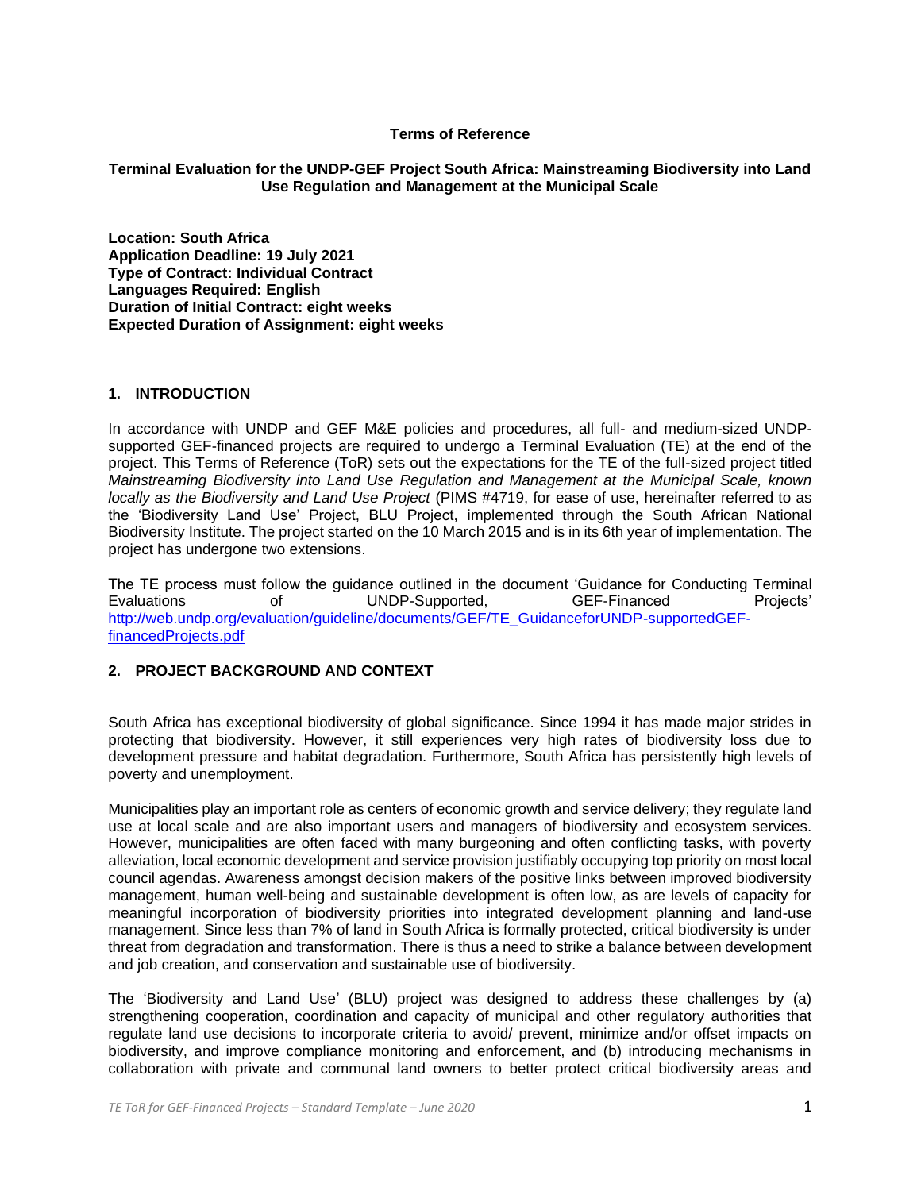**Terms of Reference**

**Terminal Evaluation for the UNDP-GEF Project South Africa: Mainstreaming Biodiversity into Land Use Regulation and Management at the Municipal Scale**

**Location: South Africa**
**Application Deadline: 19 July 2021**
**Type of Contract: Individual Contract**
**Languages Required: English**
**Duration of Initial Contract: eight weeks**
**Expected Duration of Assignment: eight weeks**

## 1. INTRODUCTION

In accordance with UNDP and GEF M&E policies and procedures, all full- and medium-sized UNDP-supported GEF-financed projects are required to undergo a Terminal Evaluation (TE) at the end of the project. This Terms of Reference (ToR) sets out the expectations for the TE of the full-sized project titled *Mainstreaming Biodiversity into Land Use Regulation and Management at the Municipal Scale, known locally as the Biodiversity and Land Use Project* (PIMS #4719, for ease of use, hereinafter referred to as the 'Biodiversity Land Use' Project, BLU Project, implemented through the South African National Biodiversity Institute. The project started on the 10 March 2015 and is in its 6th year of implementation. The project has undergone two extensions.

The TE process must follow the guidance outlined in the document 'Guidance for Conducting Terminal Evaluations of UNDP-Supported, GEF-Financed Projects' [http://web.undp.org/evaluation/guideline/documents/GEF/TE_GuidanceforUNDP-supportedGEF-financedProjects.pdf](http://web.undp.org/evaluation/guideline/documents/GEF/TE_GuidanceforUNDP-supportedGEF-financedProjects.pdf)

## 2. PROJECT BACKGROUND AND CONTEXT

South Africa has exceptional biodiversity of global significance. Since 1994 it has made major strides in protecting that biodiversity. However, it still experiences very high rates of biodiversity loss due to development pressure and habitat degradation. Furthermore, South Africa has persistently high levels of poverty and unemployment.

Municipalities play an important role as centers of economic growth and service delivery; they regulate land use at local scale and are also important users and managers of biodiversity and ecosystem services. However, municipalities are often faced with many burgeoning and often conflicting tasks, with poverty alleviation, local economic development and service provision justifiably occupying top priority on most local council agendas. Awareness amongst decision makers of the positive links between improved biodiversity management, human well-being and sustainable development is often low, as are levels of capacity for meaningful incorporation of biodiversity priorities into integrated development planning and land-use management. Since less than 7% of land in South Africa is formally protected, critical biodiversity is under threat from degradation and transformation. There is thus a need to strike a balance between development and job creation, and conservation and sustainable use of biodiversity.

The 'Biodiversity and Land Use' (BLU) project was designed to address these challenges by (a) strengthening cooperation, coordination and capacity of municipal and other regulatory authorities that regulate land use decisions to incorporate criteria to avoid/ prevent, minimize and/or offset impacts on biodiversity, and improve compliance monitoring and enforcement, and (b) introducing mechanisms in collaboration with private and communal land owners to better protect critical biodiversity areas and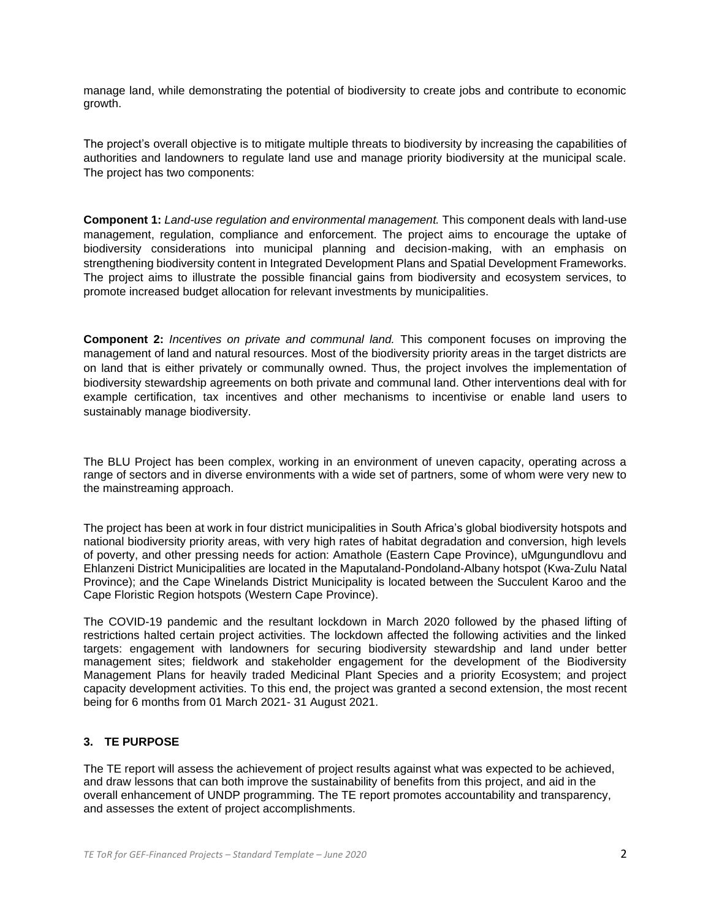manage land, while demonstrating the potential of biodiversity to create jobs and contribute to economic growth.

The project's overall objective is to mitigate multiple threats to biodiversity by increasing the capabilities of authorities and landowners to regulate land use and manage priority biodiversity at the municipal scale. The project has two components:

**Component 1:** *Land-use regulation and environmental management.* This component deals with land-use management, regulation, compliance and enforcement. The project aims to encourage the uptake of biodiversity considerations into municipal planning and decision-making, with an emphasis on strengthening biodiversity content in Integrated Development Plans and Spatial Development Frameworks. The project aims to illustrate the possible financial gains from biodiversity and ecosystem services, to promote increased budget allocation for relevant investments by municipalities.

**Component 2:** *Incentives on private and communal land.* This component focuses on improving the management of land and natural resources. Most of the biodiversity priority areas in the target districts are on land that is either privately or communally owned. Thus, the project involves the implementation of biodiversity stewardship agreements on both private and communal land. Other interventions deal with for example certification, tax incentives and other mechanisms to incentivise or enable land users to sustainably manage biodiversity.

The BLU Project has been complex, working in an environment of uneven capacity, operating across a range of sectors and in diverse environments with a wide set of partners, some of whom were very new to the mainstreaming approach.

The project has been at work in four district municipalities in South Africa's global biodiversity hotspots and national biodiversity priority areas, with very high rates of habitat degradation and conversion, high levels of poverty, and other pressing needs for action: Amathole (Eastern Cape Province), uMgungundlovu and Ehlanzeni District Municipalities are located in the Maputaland-Pondoland-Albany hotspot (Kwa-Zulu Natal Province); and the Cape Winelands District Municipality is located between the Succulent Karoo and the Cape Floristic Region hotspots (Western Cape Province).

The COVID-19 pandemic and the resultant lockdown in March 2020 followed by the phased lifting of restrictions halted certain project activities. The lockdown affected the following activities and the linked targets: engagement with landowners for securing biodiversity stewardship and land under better management sites; fieldwork and stakeholder engagement for the development of the Biodiversity Management Plans for heavily traded Medicinal Plant Species and a priority Ecosystem; and project capacity development activities. To this end, the project was granted a second extension, the most recent being for 6 months from 01 March 2021- 31 August 2021.

## 3. TE PURPOSE

The TE report will assess the achievement of project results against what was expected to be achieved, and draw lessons that can both improve the sustainability of benefits from this project, and aid in the overall enhancement of UNDP programming. The TE report promotes accountability and transparency, and assesses the extent of project accomplishments.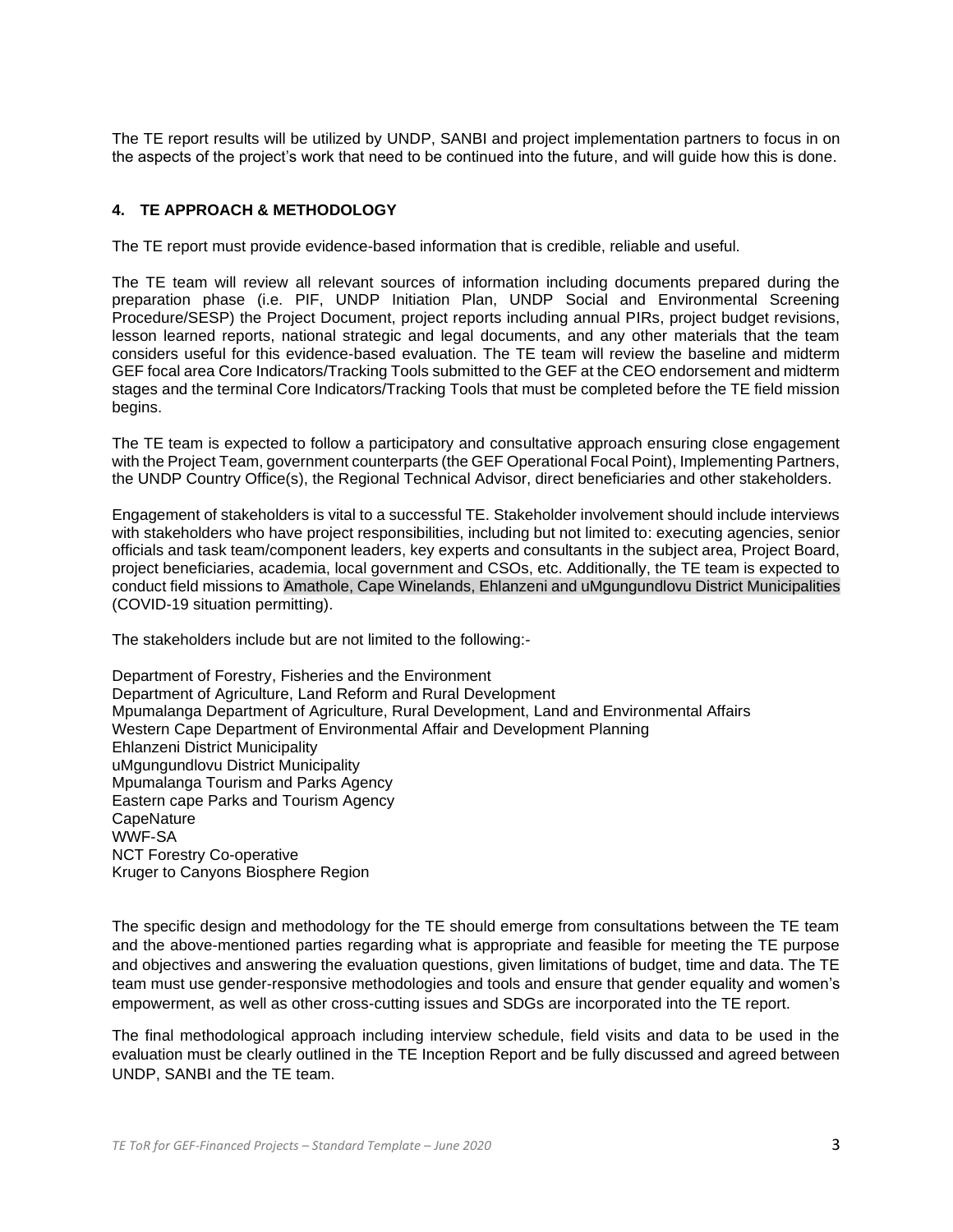The TE report results will be utilized by UNDP, SANBI and project implementation partners to focus in on the aspects of the project's work that need to be continued into the future, and will guide how this is done.

## 4. TE APPROACH & METHODOLOGY

The TE report must provide evidence-based information that is credible, reliable and useful.

The TE team will review all relevant sources of information including documents prepared during the preparation phase (i.e. PIF, UNDP Initiation Plan, UNDP Social and Environmental Screening Procedure/SESP) the Project Document, project reports including annual PIRs, project budget revisions, lesson learned reports, national strategic and legal documents, and any other materials that the team considers useful for this evidence-based evaluation. The TE team will review the baseline and midterm GEF focal area Core Indicators/Tracking Tools submitted to the GEF at the CEO endorsement and midterm stages and the terminal Core Indicators/Tracking Tools that must be completed before the TE field mission begins.

The TE team is expected to follow a participatory and consultative approach ensuring close engagement with the Project Team, government counterparts (the GEF Operational Focal Point), Implementing Partners, the UNDP Country Office(s), the Regional Technical Advisor, direct beneficiaries and other stakeholders.

Engagement of stakeholders is vital to a successful TE. Stakeholder involvement should include interviews with stakeholders who have project responsibilities, including but not limited to: executing agencies, senior officials and task team/component leaders, key experts and consultants in the subject area, Project Board, project beneficiaries, academia, local government and CSOs, etc. Additionally, the TE team is expected to conduct field missions to Amathole, Cape Winelands, Ehlanzeni and uMgungundlovu District Municipalities (COVID-19 situation permitting).

The stakeholders include but are not limited to the following:-

Department of Forestry, Fisheries and the Environment
Department of Agriculture, Land Reform and Rural Development
Mpumalanga Department of Agriculture, Rural Development, Land and Environmental Affairs
Western Cape Department of Environmental Affair and Development Planning
Ehlanzeni District Municipality
uMgungundlovu District Municipality
Mpumalanga Tourism and Parks Agency
Eastern cape Parks and Tourism Agency
CapeNature
WWF-SA
NCT Forestry Co-operative
Kruger to Canyons Biosphere Region

The specific design and methodology for the TE should emerge from consultations between the TE team and the above-mentioned parties regarding what is appropriate and feasible for meeting the TE purpose and objectives and answering the evaluation questions, given limitations of budget, time and data. The TE team must use gender-responsive methodologies and tools and ensure that gender equality and women's empowerment, as well as other cross-cutting issues and SDGs are incorporated into the TE report.

The final methodological approach including interview schedule, field visits and data to be used in the evaluation must be clearly outlined in the TE Inception Report and be fully discussed and agreed between UNDP, SANBI and the TE team.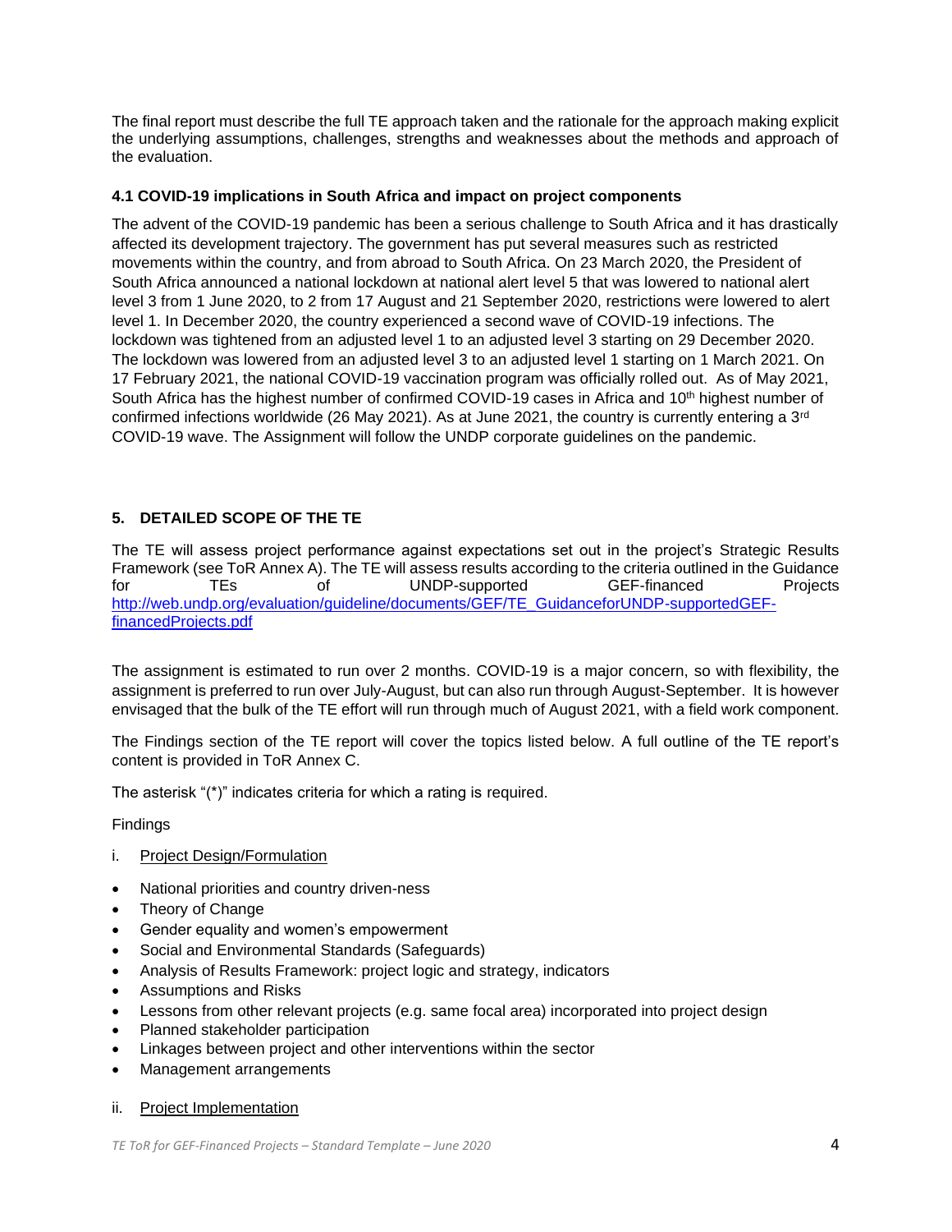The final report must describe the full TE approach taken and the rationale for the approach making explicit the underlying assumptions, challenges, strengths and weaknesses about the methods and approach of the evaluation.

### 4.1 COVID-19 implications in South Africa and impact on project components

The advent of the COVID-19 pandemic has been a serious challenge to South Africa and it has drastically affected its development trajectory. The government has put several measures such as restricted movements within the country, and from abroad to South Africa. On 23 March 2020, the President of South Africa announced a national lockdown at national alert level 5 that was lowered to national alert level 3 from 1 June 2020, to 2 from 17 August and 21 September 2020, restrictions were lowered to alert level 1. In December 2020, the country experienced a second wave of COVID-19 infections. The lockdown was tightened from an adjusted level 1 to an adjusted level 3 starting on 29 December 2020. The lockdown was lowered from an adjusted level 3 to an adjusted level 1 starting on 1 March 2021. On 17 February 2021, the national COVID-19 vaccination program was officially rolled out. As of May 2021, South Africa has the highest number of confirmed COVID-19 cases in Africa and 10th highest number of confirmed infections worldwide (26 May 2021). As at June 2021, the country is currently entering a 3rd COVID-19 wave. The Assignment will follow the UNDP corporate guidelines on the pandemic.

## 5. DETAILED SCOPE OF THE TE

The TE will assess project performance against expectations set out in the project's Strategic Results Framework (see ToR Annex A). The TE will assess results according to the criteria outlined in the Guidance for TEs of UNDP-supported GEF-financed Projects [http://web.undp.org/evaluation/guideline/documents/GEF/TE_GuidanceforUNDP-supportedGEF-financedProjects.pdf](http://web.undp.org/evaluation/guideline/documents/GEF/TE_GuidanceforUNDP-supportedGEF-financedProjects.pdf)

The assignment is estimated to run over 2 months. COVID-19 is a major concern, so with flexibility, the assignment is preferred to run over July-August, but can also run through August-September. It is however envisaged that the bulk of the TE effort will run through much of August 2021, with a field work component.

The Findings section of the TE report will cover the topics listed below. A full outline of the TE report's content is provided in ToR Annex C.

The asterisk "(*)" indicates criteria for which a rating is required.

Findings

i. Project Design/Formulation

- National priorities and country driven-ness
- Theory of Change
- Gender equality and women's empowerment
- Social and Environmental Standards (Safeguards)
- Analysis of Results Framework: project logic and strategy, indicators
- Assumptions and Risks
- Lessons from other relevant projects (e.g. same focal area) incorporated into project design
- Planned stakeholder participation
- Linkages between project and other interventions within the sector
- Management arrangements

ii. Project Implementation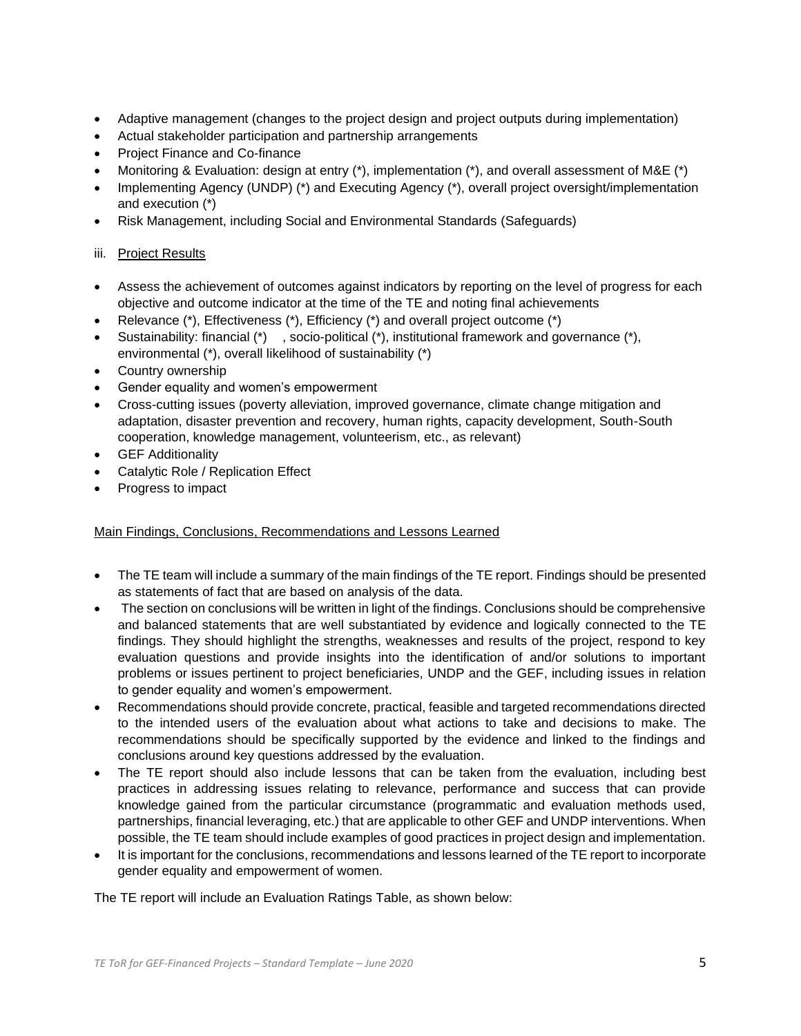- Adaptive management (changes to the project design and project outputs during implementation)
- Actual stakeholder participation and partnership arrangements
- Project Finance and Co-finance
- Monitoring & Evaluation: design at entry (*), implementation (*), and overall assessment of M&E (*)
- Implementing Agency (UNDP) (*) and Executing Agency (*), overall project oversight/implementation and execution (*)
- Risk Management, including Social and Environmental Standards (Safeguards)

iii. Project Results

- Assess the achievement of outcomes against indicators by reporting on the level of progress for each objective and outcome indicator at the time of the TE and noting final achievements
- Relevance (*), Effectiveness (*), Efficiency (*) and overall project outcome (*)
- Sustainability: financial (*) , socio-political (*), institutional framework and governance (*), environmental (*), overall likelihood of sustainability (*)
- Country ownership
- Gender equality and women's empowerment
- Cross-cutting issues (poverty alleviation, improved governance, climate change mitigation and adaptation, disaster prevention and recovery, human rights, capacity development, South-South cooperation, knowledge management, volunteerism, etc., as relevant)
- GEF Additionality
- Catalytic Role / Replication Effect
- Progress to impact

Main Findings, Conclusions, Recommendations and Lessons Learned

- The TE team will include a summary of the main findings of the TE report. Findings should be presented as statements of fact that are based on analysis of the data.
- The section on conclusions will be written in light of the findings. Conclusions should be comprehensive and balanced statements that are well substantiated by evidence and logically connected to the TE findings. They should highlight the strengths, weaknesses and results of the project, respond to key evaluation questions and provide insights into the identification of and/or solutions to important problems or issues pertinent to project beneficiaries, UNDP and the GEF, including issues in relation to gender equality and women's empowerment.
- Recommendations should provide concrete, practical, feasible and targeted recommendations directed to the intended users of the evaluation about what actions to take and decisions to make. The recommendations should be specifically supported by the evidence and linked to the findings and conclusions around key questions addressed by the evaluation.
- The TE report should also include lessons that can be taken from the evaluation, including best practices in addressing issues relating to relevance, performance and success that can provide knowledge gained from the particular circumstance (programmatic and evaluation methods used, partnerships, financial leveraging, etc.) that are applicable to other GEF and UNDP interventions. When possible, the TE team should include examples of good practices in project design and implementation.
- It is important for the conclusions, recommendations and lessons learned of the TE report to incorporate gender equality and empowerment of women.

The TE report will include an Evaluation Ratings Table, as shown below: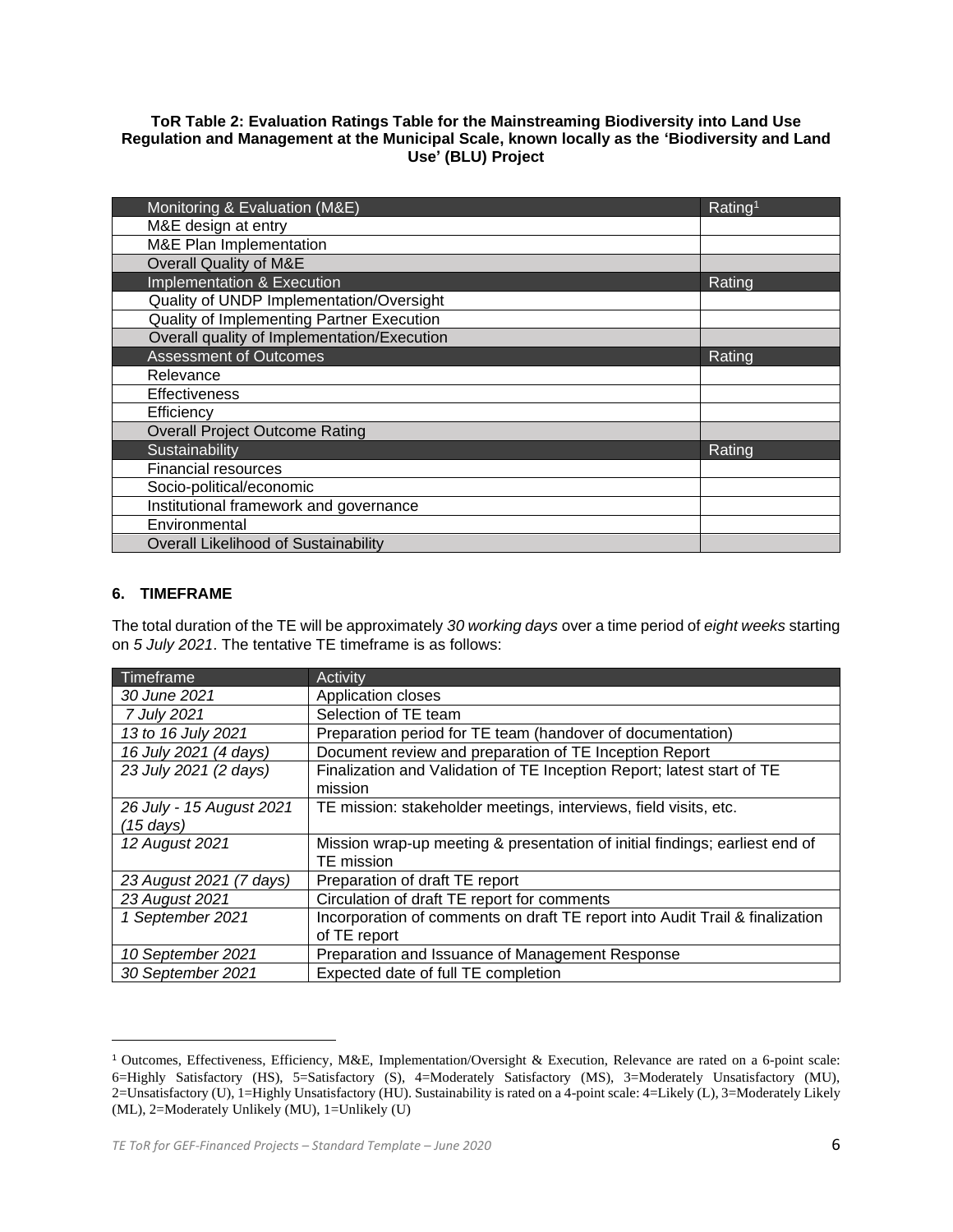**ToR Table 2: Evaluation Ratings Table for the Mainstreaming Biodiversity into Land Use Regulation and Management at the Municipal Scale, known locally as the 'Biodiversity and Land Use' (BLU) Project**

| Monitoring & Evaluation (M&E) | Rating[1] |
| --- | --- |
| M&E design at entry | |
| M&E Plan Implementation | |
| Overall Quality of M&E | |
| **Implementation & Execution** | **Rating** |
| Quality of UNDP Implementation/Oversight | |
| Quality of Implementing Partner Execution | |
| Overall quality of Implementation/Execution | |
| **Assessment of Outcomes** | **Rating** |
| Relevance | |
| Effectiveness | |
| Efficiency | |
| Overall Project Outcome Rating | |
| **Sustainability** | **Rating** |
| Financial resources | |
| Socio-political/economic | |
| Institutional framework and governance | |
| Environmental | |
| Overall Likelihood of Sustainability | |

## 6. TIMEFRAME

The total duration of the TE will be approximately *30 working days* over a time period of *eight weeks* starting on *5 July 2021*. The tentative TE timeframe is as follows:

| Timeframe | Activity |
| --- | --- |
| *30 June 2021* | Application closes |
| *7 July 2021* | Selection of TE team |
| *13 to 16 July 2021* | Preparation period for TE team (handover of documentation) |
| *16 July 2021 (4 days)* | Document review and preparation of TE Inception Report |
| *23 July 2021 (2 days)* | Finalization and Validation of TE Inception Report; latest start of TE mission |
| *26 July - 15 August 2021 (15 days)* | TE mission: stakeholder meetings, interviews, field visits, etc. |
| *12 August 2021* | Mission wrap-up meeting & presentation of initial findings; earliest end of TE mission |
| *23 August 2021 (7 days)* | Preparation of draft TE report |
| *23 August 2021* | Circulation of draft TE report for comments |
| *1 September 2021* | Incorporation of comments on draft TE report into Audit Trail & finalization of TE report |
| *10 September 2021* | Preparation and Issuance of Management Response |
| *30 September 2021* | Expected date of full TE completion |

[1] Outcomes, Effectiveness, Efficiency, M&E, Implementation/Oversight & Execution, Relevance are rated on a 6-point scale: 6=Highly Satisfactory (HS), 5=Satisfactory (S), 4=Moderately Satisfactory (MS), 3=Moderately Unsatisfactory (MU), 2=Unsatisfactory (U), 1=Highly Unsatisfactory (HU). Sustainability is rated on a 4-point scale: 4=Likely (L), 3=Moderately Likely (ML), 2=Moderately Unlikely (MU), 1=Unlikely (U)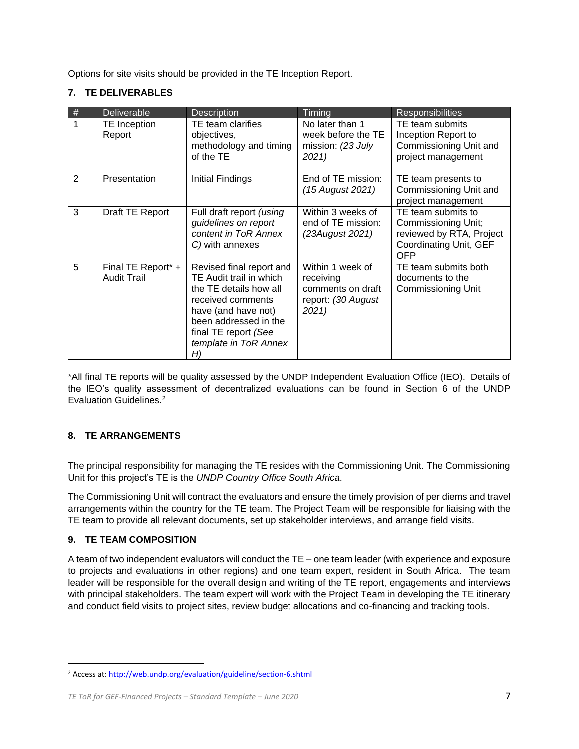Options for site visits should be provided in the TE Inception Report.

## 7. TE DELIVERABLES

| # | Deliverable | Description | Timing | Responsibilities |
|---|---|---|---|---|
| 1 | TE Inception Report | TE team clarifies objectives, methodology and timing of the TE | No later than 1 week before the TE mission: *(23 July 2021)* | TE team submits Inception Report to Commissioning Unit and project management |
| 2 | Presentation | Initial Findings | End of TE mission: *(15 August 2021)* | TE team presents to Commissioning Unit and project management |
| 3 | Draft TE Report | Full draft report *(using guidelines on report content in ToR Annex C)* with annexes | Within 3 weeks of end of TE mission: *(23August 2021)* | TE team submits to Commissioning Unit; reviewed by RTA, Project Coordinating Unit, GEF OFP |
| 5 | Final TE Report* + Audit Trail | Revised final report and TE Audit trail in which the TE details how all received comments have (and have not) been addressed in the final TE report *(See template in ToR Annex H)* | Within 1 week of receiving comments on draft report: *(30 August 2021)* | TE team submits both documents to the Commissioning Unit |

*All final TE reports will be quality assessed by the UNDP Independent Evaluation Office (IEO). Details of the IEO's quality assessment of decentralized evaluations can be found in Section 6 of the UNDP Evaluation Guidelines.[2]

## 8. TE ARRANGEMENTS

The principal responsibility for managing the TE resides with the Commissioning Unit. The Commissioning Unit for this project's TE is the *UNDP Country Office South Africa.*

The Commissioning Unit will contract the evaluators and ensure the timely provision of per diems and travel arrangements within the country for the TE team. The Project Team will be responsible for liaising with the TE team to provide all relevant documents, set up stakeholder interviews, and arrange field visits.

## 9. TE TEAM COMPOSITION

A team of two independent evaluators will conduct the TE – one team leader (with experience and exposure to projects and evaluations in other regions) and one team expert, resident in South Africa. The team leader will be responsible for the overall design and writing of the TE report, engagements and interviews with principal stakeholders. The team expert will work with the Project Team in developing the TE itinerary and conduct field visits to project sites, review budget allocations and co-financing and tracking tools.

---

[2] Access at: http://web.undp.org/evaluation/guideline/section-6.shtml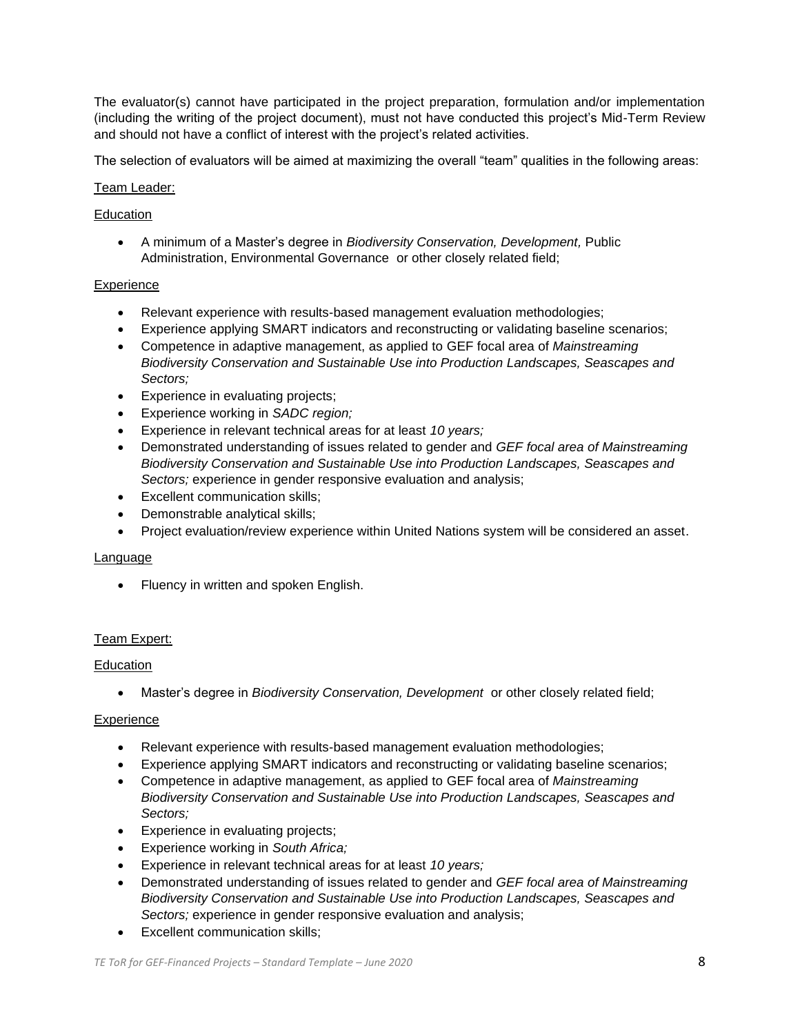The evaluator(s) cannot have participated in the project preparation, formulation and/or implementation (including the writing of the project document), must not have conducted this project's Mid-Term Review and should not have a conflict of interest with the project's related activities.

The selection of evaluators will be aimed at maximizing the overall "team" qualities in the following areas:

<u>Team Leader:</u>

<u>Education</u>

- A minimum of a Master's degree in *Biodiversity Conservation, Development,* Public Administration, Environmental Governance or other closely related field;

<u>Experience</u>

- Relevant experience with results-based management evaluation methodologies;
- Experience applying SMART indicators and reconstructing or validating baseline scenarios;
- Competence in adaptive management, as applied to GEF focal area of *Mainstreaming Biodiversity Conservation and Sustainable Use into Production Landscapes, Seascapes and Sectors;*
- Experience in evaluating projects;
- Experience working in *SADC region;*
- Experience in relevant technical areas for at least *10 years;*
- Demonstrated understanding of issues related to gender and *GEF focal area of Mainstreaming Biodiversity Conservation and Sustainable Use into Production Landscapes, Seascapes and Sectors;* experience in gender responsive evaluation and analysis;
- Excellent communication skills;
- Demonstrable analytical skills;
- Project evaluation/review experience within United Nations system will be considered an asset.

<u>Language</u>

- Fluency in written and spoken English.

<u>Team Expert:</u>

<u>Education</u>

- Master's degree in *Biodiversity Conservation, Development* or other closely related field;

<u>Experience</u>

- Relevant experience with results-based management evaluation methodologies;
- Experience applying SMART indicators and reconstructing or validating baseline scenarios;
- Competence in adaptive management, as applied to GEF focal area of *Mainstreaming Biodiversity Conservation and Sustainable Use into Production Landscapes, Seascapes and Sectors;*
- Experience in evaluating projects;
- Experience working in *South Africa;*
- Experience in relevant technical areas for at least *10 years;*
- Demonstrated understanding of issues related to gender and *GEF focal area of Mainstreaming Biodiversity Conservation and Sustainable Use into Production Landscapes, Seascapes and Sectors;* experience in gender responsive evaluation and analysis;
- Excellent communication skills;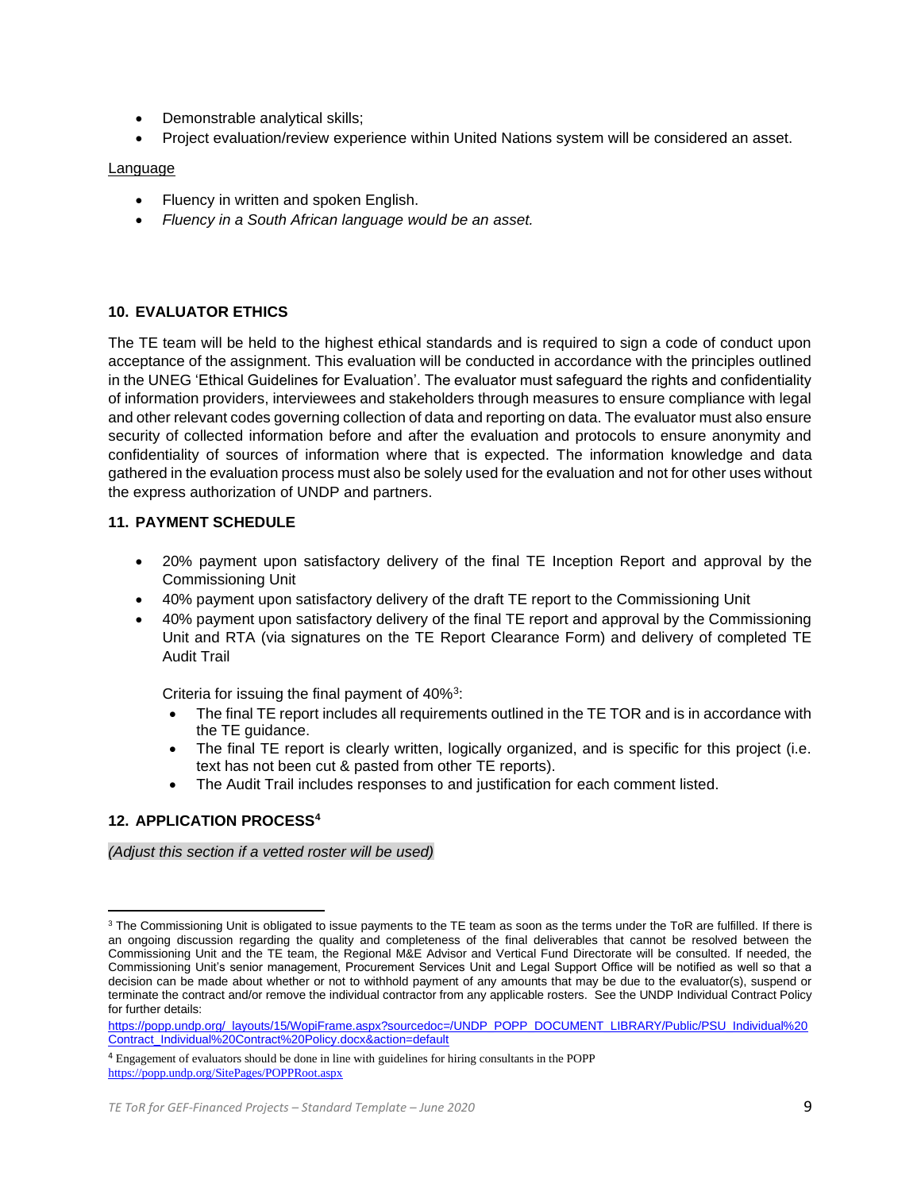- Demonstrable analytical skills;
- Project evaluation/review experience within United Nations system will be considered an asset.

Language

- Fluency in written and spoken English.
- *Fluency in a South African language would be an asset.*

## 10. EVALUATOR ETHICS

The TE team will be held to the highest ethical standards and is required to sign a code of conduct upon acceptance of the assignment. This evaluation will be conducted in accordance with the principles outlined in the UNEG 'Ethical Guidelines for Evaluation'. The evaluator must safeguard the rights and confidentiality of information providers, interviewees and stakeholders through measures to ensure compliance with legal and other relevant codes governing collection of data and reporting on data. The evaluator must also ensure security of collected information before and after the evaluation and protocols to ensure anonymity and confidentiality of sources of information where that is expected. The information knowledge and data gathered in the evaluation process must also be solely used for the evaluation and not for other uses without the express authorization of UNDP and partners.

## 11. PAYMENT SCHEDULE

- 20% payment upon satisfactory delivery of the final TE Inception Report and approval by the Commissioning Unit
- 40% payment upon satisfactory delivery of the draft TE report to the Commissioning Unit
- 40% payment upon satisfactory delivery of the final TE report and approval by the Commissioning Unit and RTA (via signatures on the TE Report Clearance Form) and delivery of completed TE Audit Trail

  Criteria for issuing the final payment of 40%[3]:
  - The final TE report includes all requirements outlined in the TE TOR and is in accordance with the TE guidance.
  - The final TE report is clearly written, logically organized, and is specific for this project (i.e. text has not been cut & pasted from other TE reports).
  - The Audit Trail includes responses to and justification for each comment listed.

## 12. APPLICATION PROCESS[4]

*(Adjust this section if a vetted roster will be used)*

---

[3] The Commissioning Unit is obligated to issue payments to the TE team as soon as the terms under the ToR are fulfilled. If there is an ongoing discussion regarding the quality and completeness of the final deliverables that cannot be resolved between the Commissioning Unit and the TE team, the Regional M&E Advisor and Vertical Fund Directorate will be consulted. If needed, the Commissioning Unit's senior management, Procurement Services Unit and Legal Support Office will be notified as well so that a decision can be made about whether or not to withhold payment of any amounts that may be due to the evaluator(s), suspend or terminate the contract and/or remove the individual contractor from any applicable rosters. See the UNDP Individual Contract Policy for further details: https://popp.undp.org/_layouts/15/WopiFrame.aspx?sourcedoc=/UNDP_POPP_DOCUMENT_LIBRARY/Public/PSU_Individual%20Contract_Individual%20Contract%20Policy.docx&action=default

[4] Engagement of evaluators should be done in line with guidelines for hiring consultants in the POPP https://popp.undp.org/SitePages/POPPRoot.aspx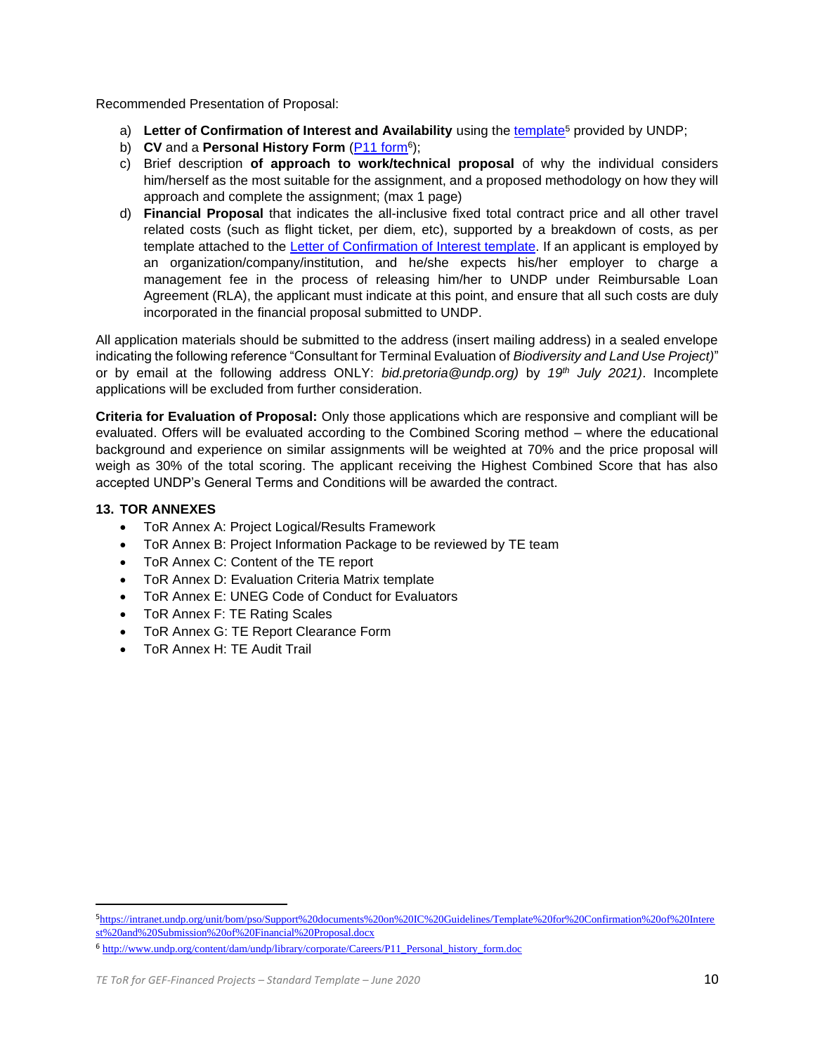Recommended Presentation of Proposal:

a) **Letter of Confirmation of Interest and Availability** using the template[5] provided by UNDP;
b) **CV** and a **Personal History Form** (P11 form[6]);
c) Brief description **of approach to work/technical proposal** of why the individual considers him/herself as the most suitable for the assignment, and a proposed methodology on how they will approach and complete the assignment; (max 1 page)
d) **Financial Proposal** that indicates the all-inclusive fixed total contract price and all other travel related costs (such as flight ticket, per diem, etc), supported by a breakdown of costs, as per template attached to the Letter of Confirmation of Interest template. If an applicant is employed by an organization/company/institution, and he/she expects his/her employer to charge a management fee in the process of releasing him/her to UNDP under Reimbursable Loan Agreement (RLA), the applicant must indicate at this point, and ensure that all such costs are duly incorporated in the financial proposal submitted to UNDP.

All application materials should be submitted to the address (insert mailing address) in a sealed envelope indicating the following reference "Consultant for Terminal Evaluation of *Biodiversity and Land Use Project)*" or by email at the following address ONLY: *bid.pretoria@undp.org)* by *19th July 2021)*. Incomplete applications will be excluded from further consideration.

**Criteria for Evaluation of Proposal:** Only those applications which are responsive and compliant will be evaluated. Offers will be evaluated according to the Combined Scoring method – where the educational background and experience on similar assignments will be weighted at 70% and the price proposal will weigh as 30% of the total scoring. The applicant receiving the Highest Combined Score that has also accepted UNDP's General Terms and Conditions will be awarded the contract.

### 13. TOR ANNEXES

- ToR Annex A: Project Logical/Results Framework
- ToR Annex B: Project Information Package to be reviewed by TE team
- ToR Annex C: Content of the TE report
- ToR Annex D: Evaluation Criteria Matrix template
- ToR Annex E: UNEG Code of Conduct for Evaluators
- ToR Annex F: TE Rating Scales
- ToR Annex G: TE Report Clearance Form
- ToR Annex H: TE Audit Trail

---

[5] https://intranet.undp.org/unit/bom/pso/Support%20documents%20on%20IC%20Guidelines/Template%20for%20Confirmation%20of%20Interest%20and%20Submission%20of%20Financial%20Proposal.docx

[6] http://www.undp.org/content/dam/undp/library/corporate/Careers/P11_Personal_history_form.doc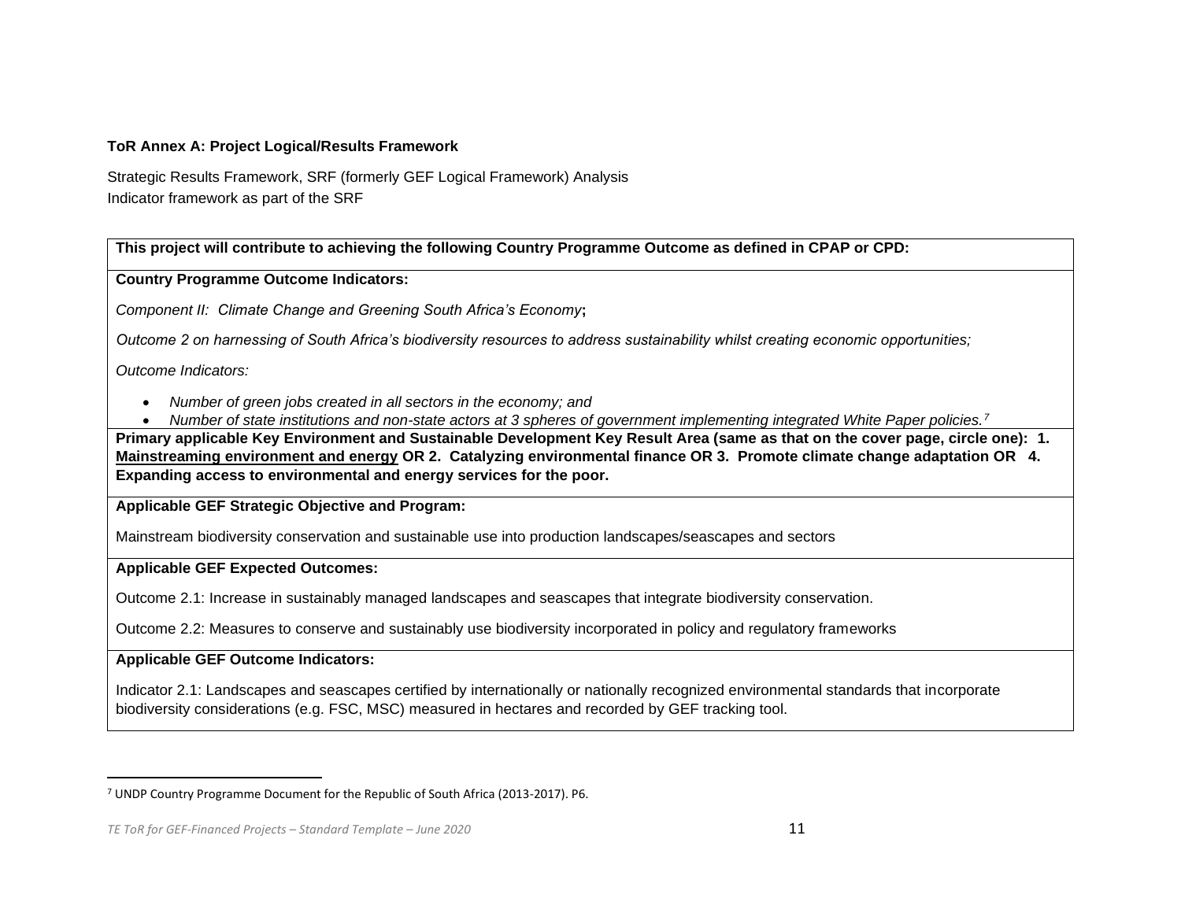**ToR Annex A: Project Logical/Results Framework**

Strategic Results Framework, SRF (formerly GEF Logical Framework) Analysis
Indicator framework as part of the SRF

| **This project will contribute to achieving the following Country Programme Outcome as defined in CPAP or CPD:** |
|---|
| **Country Programme Outcome Indicators:**<br><br>*Component II: Climate Change and Greening South Africa's Economy*;<br><br>*Outcome 2 on harnessing of South Africa's biodiversity resources to address sustainability whilst creating economic opportunities;*<br><br>*Outcome Indicators:*<br><br>• *Number of green jobs created in all sectors in the economy; and*<br>• *Number of state institutions and non-state actors at 3 spheres of government implementing integrated White Paper policies.*[7] |
| **Primary applicable Key Environment and Sustainable Development Key Result Area (same as that on the cover page, circle one): 1. <u>Mainstreaming environment and energy</u> OR 2. Catalyzing environmental finance OR 3. Promote climate change adaptation OR 4. Expanding access to environmental and energy services for the poor.** |
| **Applicable GEF Strategic Objective and Program:**<br><br>Mainstream biodiversity conservation and sustainable use into production landscapes/seascapes and sectors |
| **Applicable GEF Expected Outcomes:**<br><br>Outcome 2.1: Increase in sustainably managed landscapes and seascapes that integrate biodiversity conservation.<br><br>Outcome 2.2: Measures to conserve and sustainably use biodiversity incorporated in policy and regulatory frameworks |
| **Applicable GEF Outcome Indicators:**<br><br>Indicator 2.1: Landscapes and seascapes certified by internationally or nationally recognized environmental standards that incorporate biodiversity considerations (e.g. FSC, MSC) measured in hectares and recorded by GEF tracking tool. |

[7] UNDP Country Programme Document for the Republic of South Africa (2013-2017). P6.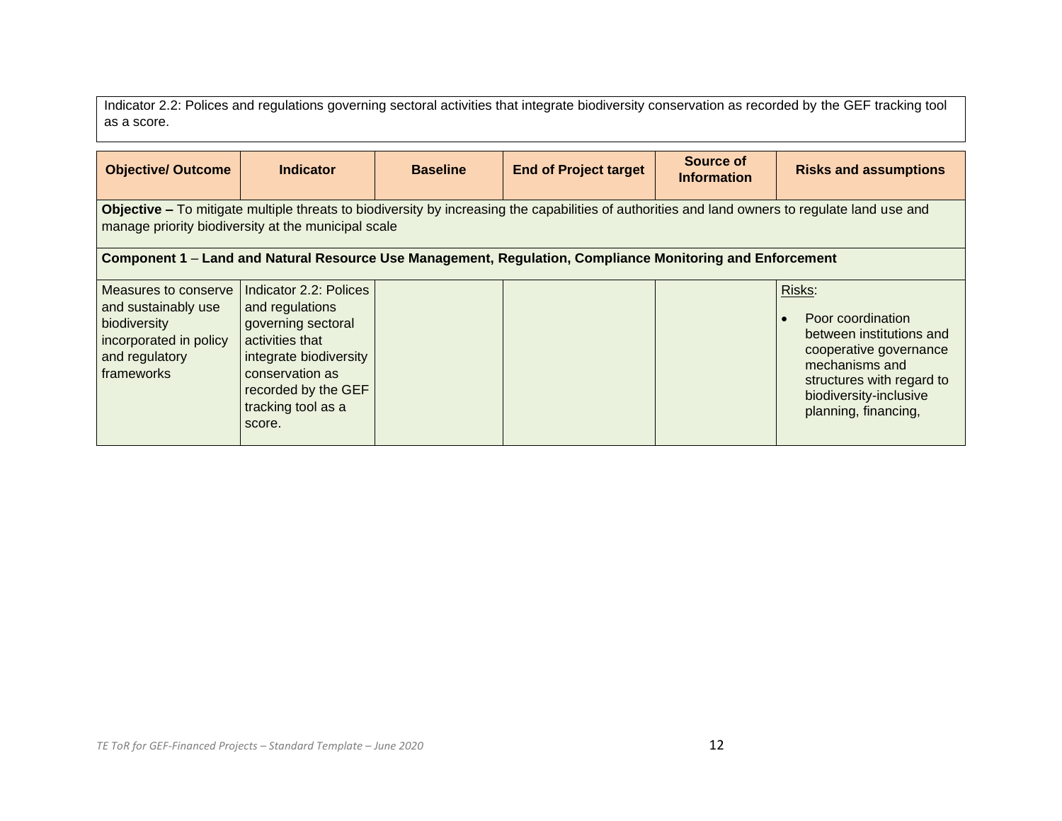Indicator 2.2: Polices and regulations governing sectoral activities that integrate biodiversity conservation as recorded by the GEF tracking tool as a score.

| Objective/ Outcome | Indicator | Baseline | End of Project target | Source of Information | Risks and assumptions |
|---|---|---|---|---|---|
| **Objective –** To mitigate multiple threats to biodiversity by increasing the capabilities of authorities and land owners to regulate land use and manage priority biodiversity at the municipal scale | | | | | |
| **Component 1** – **Land and Natural Resource Use Management, Regulation, Compliance Monitoring and Enforcement** | | | | | |
| Measures to conserve and sustainably use biodiversity incorporated in policy and regulatory frameworks | Indicator 2.2: Polices and regulations governing sectoral activities that integrate biodiversity conservation as recorded by the GEF tracking tool as a score. | | | | Risks:<br>• Poor coordination between institutions and cooperative governance mechanisms and structures with regard to biodiversity-inclusive planning, financing, |

*TE ToR for GEF-Financed Projects – Standard Template – June 2020*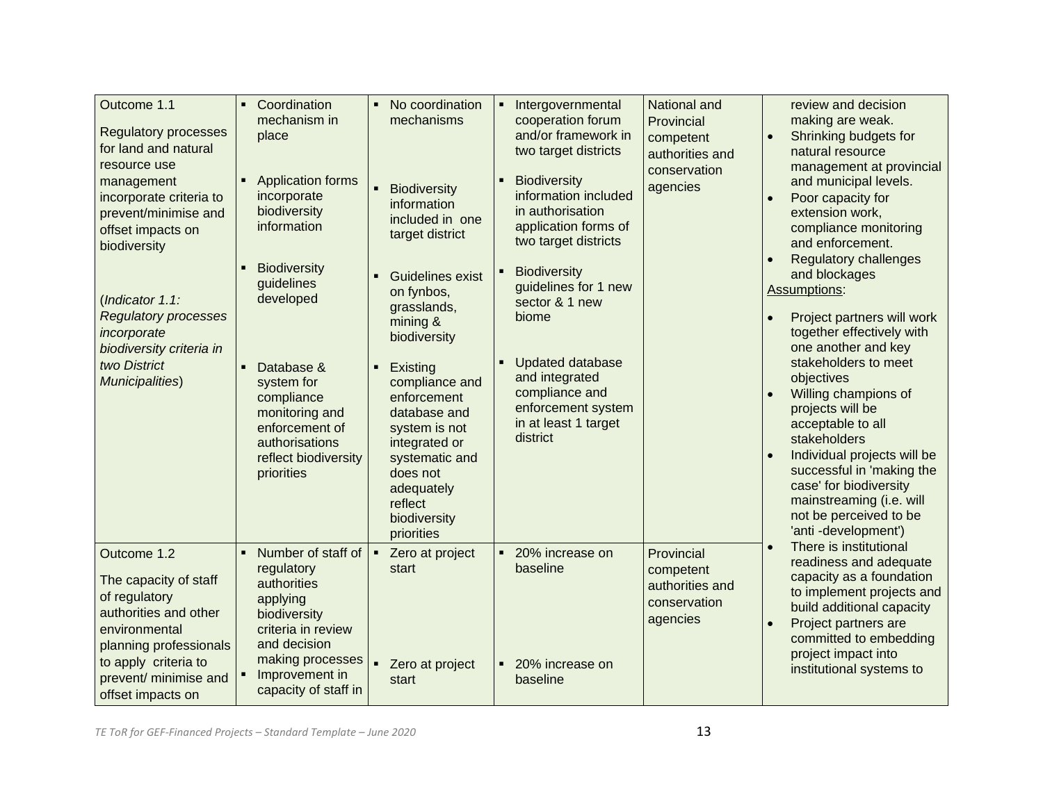| | | | | | |
|---|---|---|---|---|---|
| Outcome 1.1<br><br>Regulatory processes for land and natural resource use management incorporate criteria to prevent/minimise and offset impacts on biodiversity<br><br>(*Indicator 1.1: Regulatory processes incorporate biodiversity criteria in two District Municipalities*) | ▪ Coordination mechanism in place<br><br>▪ Application forms incorporate biodiversity information<br><br>▪ Biodiversity guidelines developed<br><br>▪ Database & system for compliance monitoring and enforcement of authorisations reflect biodiversity priorities | ▪ No coordination mechanisms<br><br>▪ Biodiversity information included in one target district<br><br>▪ Guidelines exist on fynbos, grasslands, mining & biodiversity<br><br>▪ Existing compliance and enforcement database and system is not integrated or systematic and does not adequately reflect biodiversity priorities | ▪ Intergovernmental cooperation forum and/or framework in two target districts<br><br>▪ Biodiversity information included in authorisation application forms of two target districts<br><br>▪ Biodiversity guidelines for 1 new sector & 1 new biome<br><br>▪ Updated database and integrated compliance and enforcement system in at least 1 target district | National and Provincial competent authorities and conservation agencies | review and decision making are weak.<br>• Shrinking budgets for natural resource management at provincial and municipal levels.<br>• Poor capacity for extension work, compliance monitoring and enforcement.<br>• Regulatory challenges and blockages<br><br>Assumptions:<br>• Project partners will work together effectively with one another and key stakeholders to meet objectives<br>• Willing champions of projects will be acceptable to all stakeholders<br>• Individual projects will be successful in 'making the case' for biodiversity mainstreaming (i.e. will not be perceived to be 'anti -development')<br>• There is institutional readiness and adequate capacity as a foundation to implement projects and build additional capacity<br>• Project partners are committed to embedding project impact into institutional systems to |
| Outcome 1.2<br><br>The capacity of staff of regulatory authorities and other environmental planning professionals to apply criteria to prevent/ minimise and offset impacts on | ▪ Number of staff of regulatory authorities applying biodiversity criteria in review and decision making processes<br>▪ Improvement in capacity of staff in | ▪ Zero at project start<br><br>▪ Zero at project start | ▪ 20% increase on baseline<br><br>▪ 20% increase on baseline | Provincial competent authorities and conservation agencies | |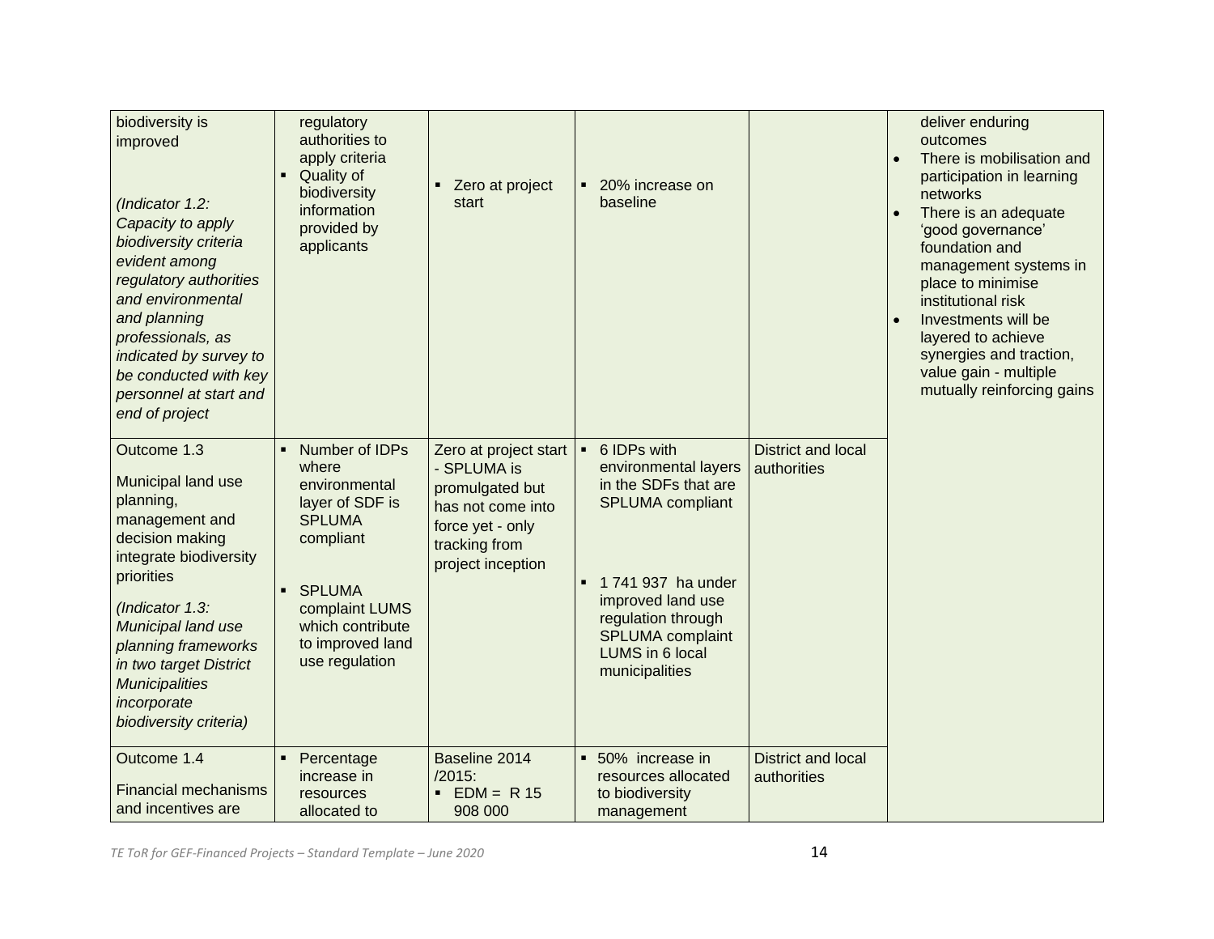| | | | | | |
|---|---|---|---|---|---|
| biodiversity is improved<br><br>*(Indicator 1.2: Capacity to apply biodiversity criteria evident among regulatory authorities and environmental and planning professionals, as indicated by survey to be conducted with key personnel at start and end of project* | regulatory authorities to apply criteria<br>▪ Quality of biodiversity information provided by applicants | ▪ Zero at project start | ▪ 20% increase on baseline | | deliver enduring outcomes<br>• There is mobilisation and participation in learning networks<br>• There is an adequate 'good governance' foundation and management systems in place to minimise institutional risk<br>• Investments will be layered to achieve synergies and traction, value gain - multiple mutually reinforcing gains |
| Outcome 1.3<br><br>Municipal land use planning, management and decision making integrate biodiversity priorities<br><br>*(Indicator 1.3: Municipal land use planning frameworks in two target District Municipalities incorporate biodiversity criteria)* | ▪ Number of IDPs where environmental layer of SDF is SPLUMA compliant<br><br>▪ SPLUMA complaint LUMS which contribute to improved land use regulation | Zero at project start - SPLUMA is promulgated but has not come into force yet - only tracking from project inception | ▪ 6 IDPs with environmental layers in the SDFs that are SPLUMA compliant<br><br>▪ 1 741 937 ha under improved land use regulation through SPLUMA complaint LUMS in 6 local municipalities | District and local authorities | |
| Outcome 1.4<br><br>Financial mechanisms and incentives are | ▪ Percentage increase in resources allocated to | Baseline 2014 /2015:<br>▪ EDM = R 15 908 000 | ▪ 50% increase in resources allocated to biodiversity management | District and local authorities | |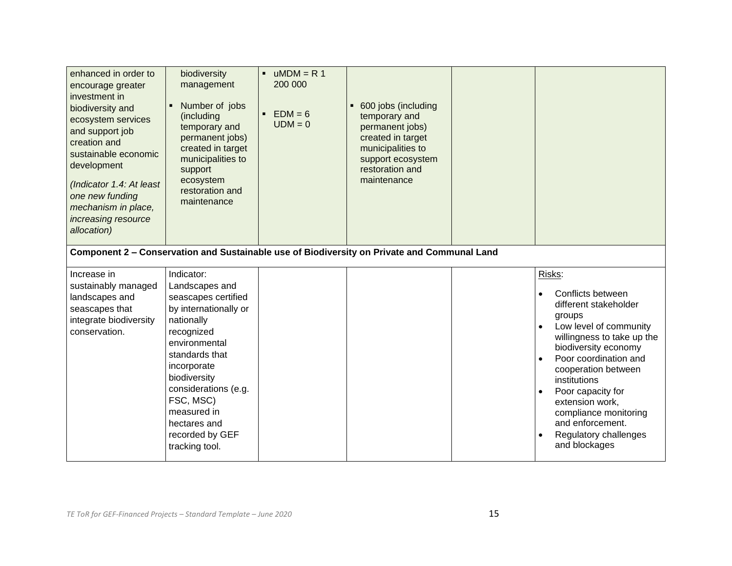| | | | | | |
|---|---|---|---|---|---|
| enhanced in order to encourage greater investment in biodiversity and ecosystem services and support job creation and sustainable economic development<br><br>*(Indicator 1.4: At least one new funding mechanism in place, increasing resource allocation)* | biodiversity management<br><br>▪ Number of jobs (including temporary and permanent jobs) created in target municipalities to support ecosystem restoration and maintenance | ▪ uMDM = R 1 200 000<br><br>▪ EDM = 6 UDM = 0 | ▪ 600 jobs (including temporary and permanent jobs) created in target municipalities to support ecosystem restoration and maintenance | | |
| **Component 2 – Conservation and Sustainable use of Biodiversity on Private and Communal Land** | | | | | |
| Increase in sustainably managed landscapes and seascapes that integrate biodiversity conservation. | Indicator: Landscapes and seascapes certified by internationally or nationally recognized environmental standards that incorporate biodiversity considerations (e.g. FSC, MSC) measured in hectares and recorded by GEF tracking tool. | | | | Risks:<br><br>• Conflicts between different stakeholder groups<br>• Low level of community willingness to take up the biodiversity economy<br>• Poor coordination and cooperation between institutions<br>• Poor capacity for extension work, compliance monitoring and enforcement.<br>• Regulatory challenges and blockages |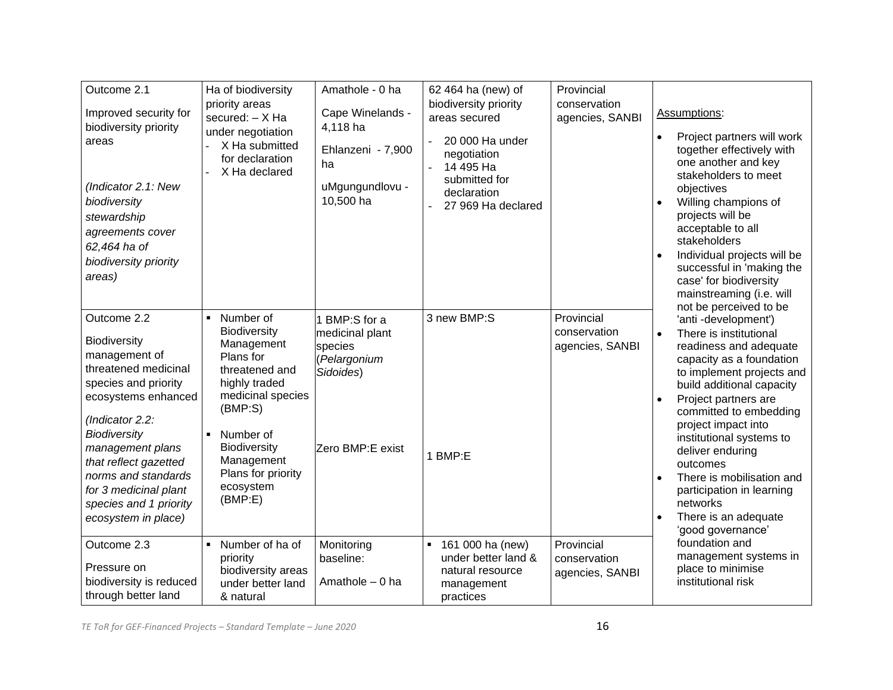| Outcome 2.1<br><br>Improved security for biodiversity priority areas<br><br>*(Indicator 2.1: New biodiversity stewardship agreements cover 62,464 ha of biodiversity priority areas)* | Ha of biodiversity priority areas secured: – X Ha under negotiation<br>- X Ha submitted for declaration<br>- X Ha declared | Amathole - 0 ha<br><br>Cape Winelands - 4,118 ha<br><br>Ehlanzeni - 7,900 ha<br><br>uMgungundlovu - 10,500 ha | 62 464 ha (new) of biodiversity priority areas secured<br>- 20 000 Ha under negotiation<br>- 14 495 Ha submitted for declaration<br>- 27 969 Ha declared | Provincial conservation agencies, SANBI | Assumptions:<br>• Project partners will work together effectively with one another and key stakeholders to meet objectives<br>• Willing champions of projects will be acceptable to all stakeholders<br>• Individual projects will be successful in 'making the case' for biodiversity mainstreaming (i.e. will not be perceived to be 'anti -development')<br>• There is institutional readiness and adequate capacity as a foundation to implement projects and build additional capacity<br>• Project partners are committed to embedding project impact into institutional systems to deliver enduring outcomes<br>• There is mobilisation and participation in learning networks<br>• There is an adequate 'good governance' foundation and management systems in place to minimise institutional risk |
|---|---|---|---|---|---|
| Outcome 2.2<br><br>Biodiversity management of threatened medicinal species and priority ecosystems enhanced<br><br>*(Indicator 2.2: Biodiversity management plans that reflect gazetted norms and standards for 3 medicinal plant species and 1 priority ecosystem in place)* | ▪ Number of Biodiversity Management Plans for threatened and highly traded medicinal species (BMP:S)<br><br>▪ Number of Biodiversity Management Plans for priority ecosystem (BMP:E) | 1 BMP:S for a medicinal plant species (*Pelargonium Sidoides*)<br><br>Zero BMP:E exist | 3 new BMP:S<br><br>1 BMP:E | Provincial conservation agencies, SANBI | |
| Outcome 2.3<br><br>Pressure on biodiversity is reduced through better land | ▪ Number of ha of priority biodiversity areas under better land & natural | Monitoring baseline:<br><br>Amathole – 0 ha | ▪ 161 000 ha (new) under better land & natural resource management practices | Provincial conservation agencies, SANBI | |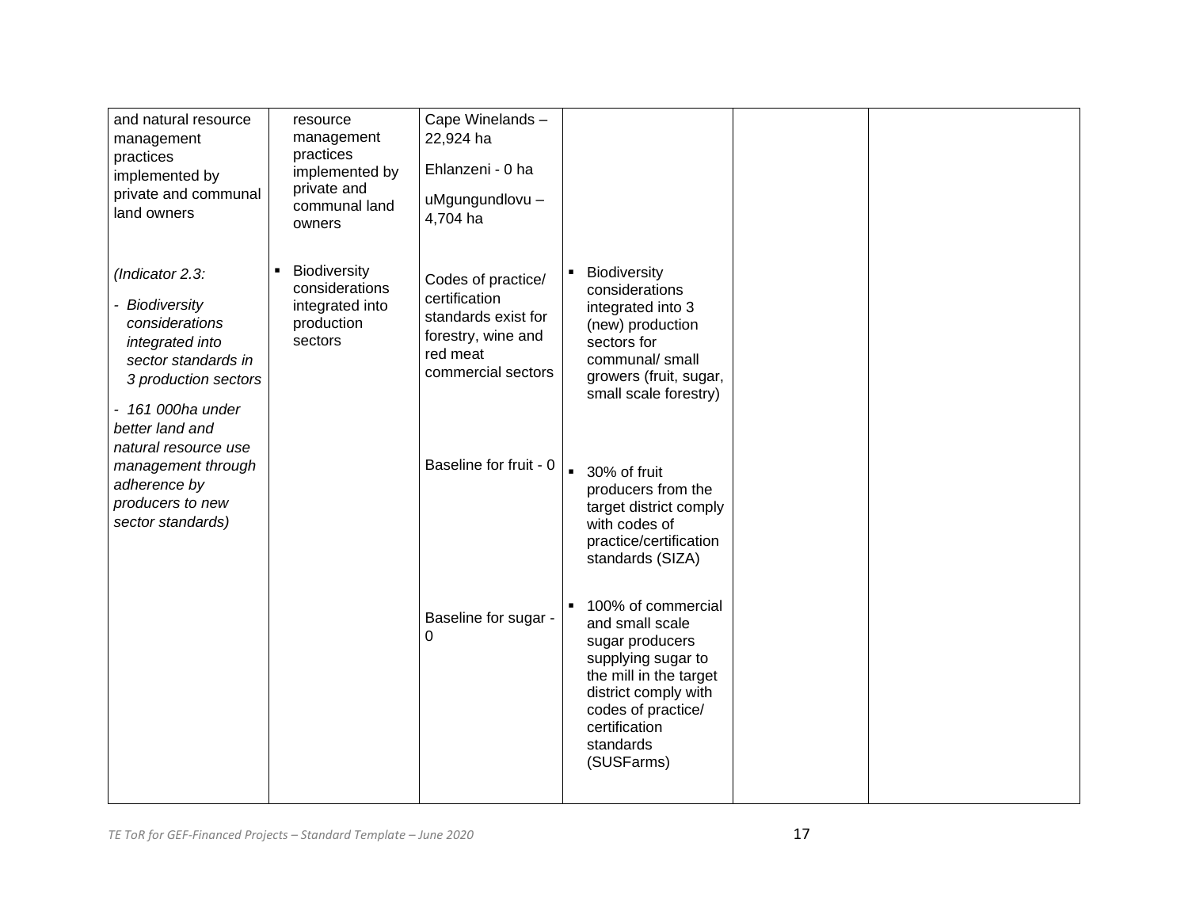| | | | | | |
|---|---|---|---|---|---|
| and natural resource management practices implemented by private and communal land owners | resource management practices implemented by private and communal land owners | Cape Winelands – 22,924 ha<br><br>Ehlanzeni - 0 ha<br><br>uMgungundlovu – 4,704 ha | | | |
| *(Indicator 2.3:*<br><br>*- Biodiversity considerations integrated into sector standards in 3 production sectors*<br><br>*- 161 000ha under better land and natural resource use management through adherence by producers to new sector standards)* | ▪ Biodiversity considerations integrated into production sectors | Codes of practice/ certification standards exist for forestry, wine and red meat commercial sectors<br><br>Baseline for fruit - 0<br><br>Baseline for sugar - 0 | ▪ Biodiversity considerations integrated into 3 (new) production sectors for communal/ small growers (fruit, sugar, small scale forestry)<br><br>▪ 30% of fruit producers from the target district comply with codes of practice/certification standards (SIZA)<br><br>▪ 100% of commercial and small scale sugar producers supplying sugar to the mill in the target district comply with codes of practice/ certification standards (SUSFarms) | | |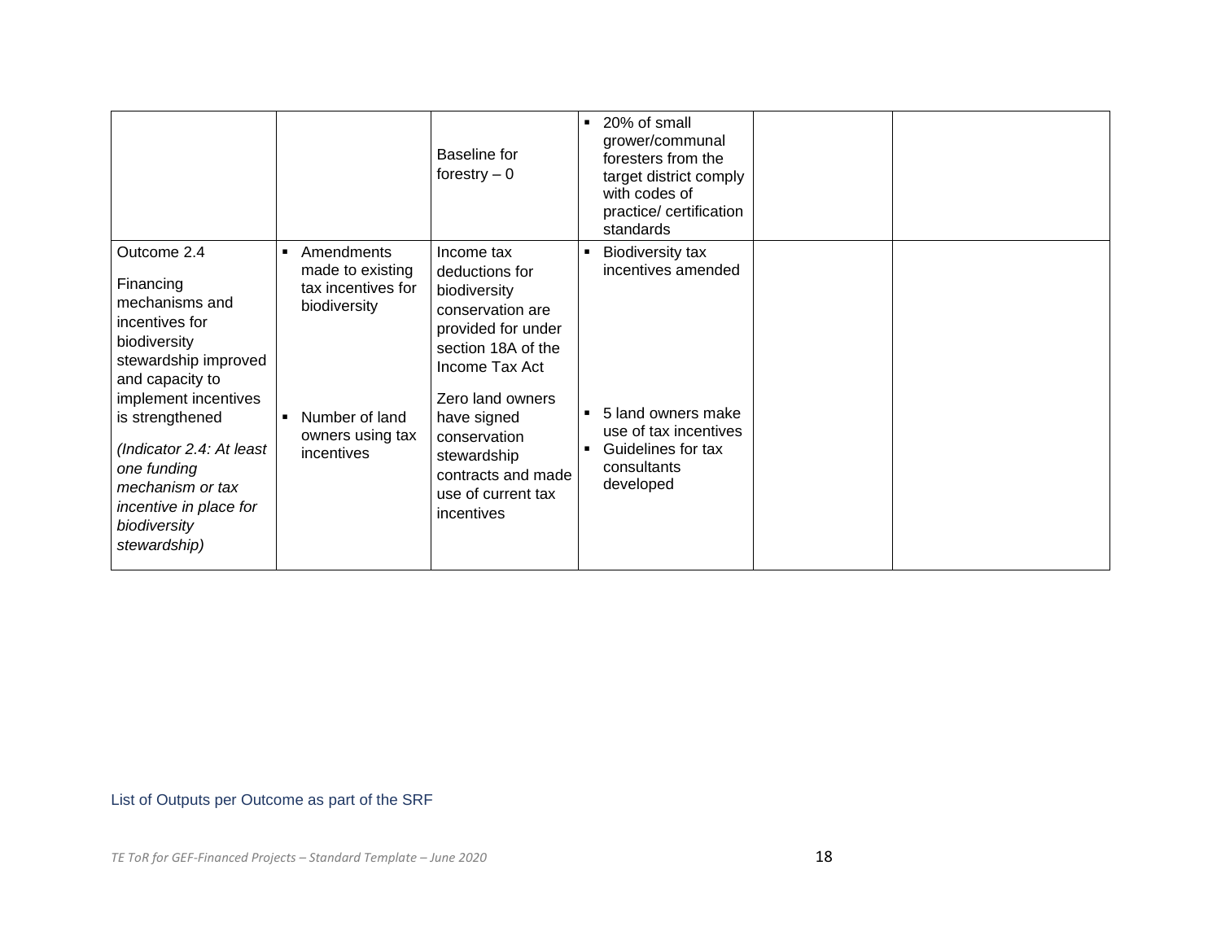| | | | | | |
|---|---|---|---|---|---|
| | | Baseline for forestry – 0 | ▪ 20% of small grower/communal foresters from the target district comply with codes of practice/ certification standards | | |
| Outcome 2.4<br><br>Financing mechanisms and incentives for biodiversity stewardship improved and capacity to implement incentives is strengthened<br><br>*(Indicator 2.4: At least one funding mechanism or tax incentive in place for biodiversity stewardship)* | ▪ Amendments made to existing tax incentives for biodiversity<br><br>▪ Number of land owners using tax incentives | Income tax deductions for biodiversity conservation are provided for under section 18A of the Income Tax Act<br><br>Zero land owners have signed conservation stewardship contracts and made use of current tax incentives | ▪ Biodiversity tax incentives amended<br><br>▪ 5 land owners make use of tax incentives<br>▪ Guidelines for tax consultants developed | | |

List of Outputs per Outcome as part of the SRF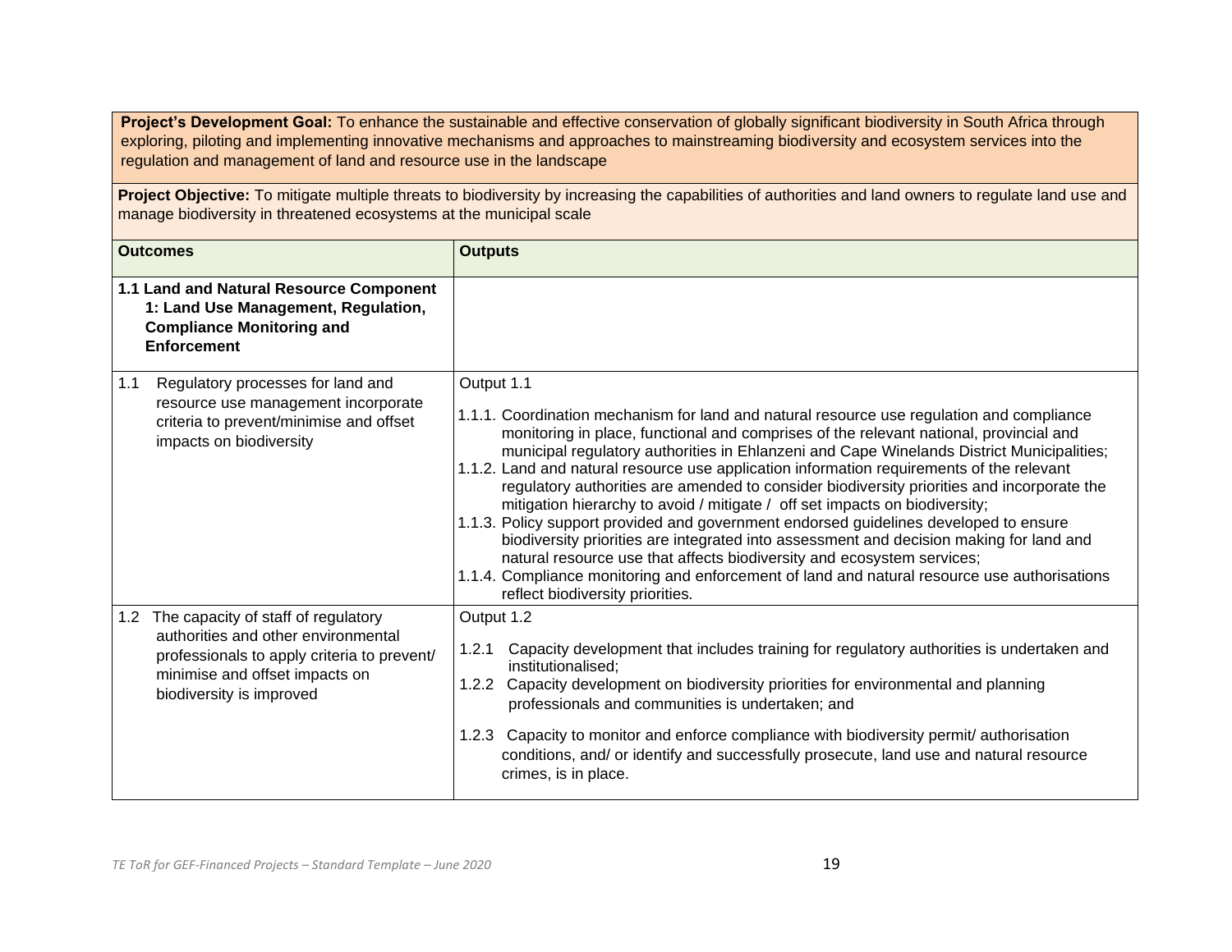**Project's Development Goal:** To enhance the sustainable and effective conservation of globally significant biodiversity in South Africa through exploring, piloting and implementing innovative mechanisms and approaches to mainstreaming biodiversity and ecosystem services into the regulation and management of land and resource use in the landscape

**Project Objective:** To mitigate multiple threats to biodiversity by increasing the capabilities of authorities and land owners to regulate land use and manage biodiversity in threatened ecosystems at the municipal scale

| **Outcomes** | **Outputs** |
|---|---|
| **1.1 Land and Natural Resource Component 1: Land Use Management, Regulation, Compliance Monitoring and Enforcement** | |
| 1.1 Regulatory processes for land and resource use management incorporate criteria to prevent/minimise and offset impacts on biodiversity | Output 1.1<br><br>1.1.1. Coordination mechanism for land and natural resource use regulation and compliance monitoring in place, functional and comprises of the relevant national, provincial and municipal regulatory authorities in Ehlanzeni and Cape Winelands District Municipalities;<br>1.1.2. Land and natural resource use application information requirements of the relevant regulatory authorities are amended to consider biodiversity priorities and incorporate the mitigation hierarchy to avoid / mitigate / off set impacts on biodiversity;<br>1.1.3. Policy support provided and government endorsed guidelines developed to ensure biodiversity priorities are integrated into assessment and decision making for land and natural resource use that affects biodiversity and ecosystem services;<br>1.1.4. Compliance monitoring and enforcement of land and natural resource use authorisations reflect biodiversity priorities. |
| 1.2 The capacity of staff of regulatory authorities and other environmental professionals to apply criteria to prevent/ minimise and offset impacts on biodiversity is improved | Output 1.2<br><br>1.2.1 Capacity development that includes training for regulatory authorities is undertaken and institutionalised;<br>1.2.2 Capacity development on biodiversity priorities for environmental and planning professionals and communities is undertaken; and<br><br>1.2.3 Capacity to monitor and enforce compliance with biodiversity permit/ authorisation conditions, and/ or identify and successfully prosecute, land use and natural resource crimes, is in place. |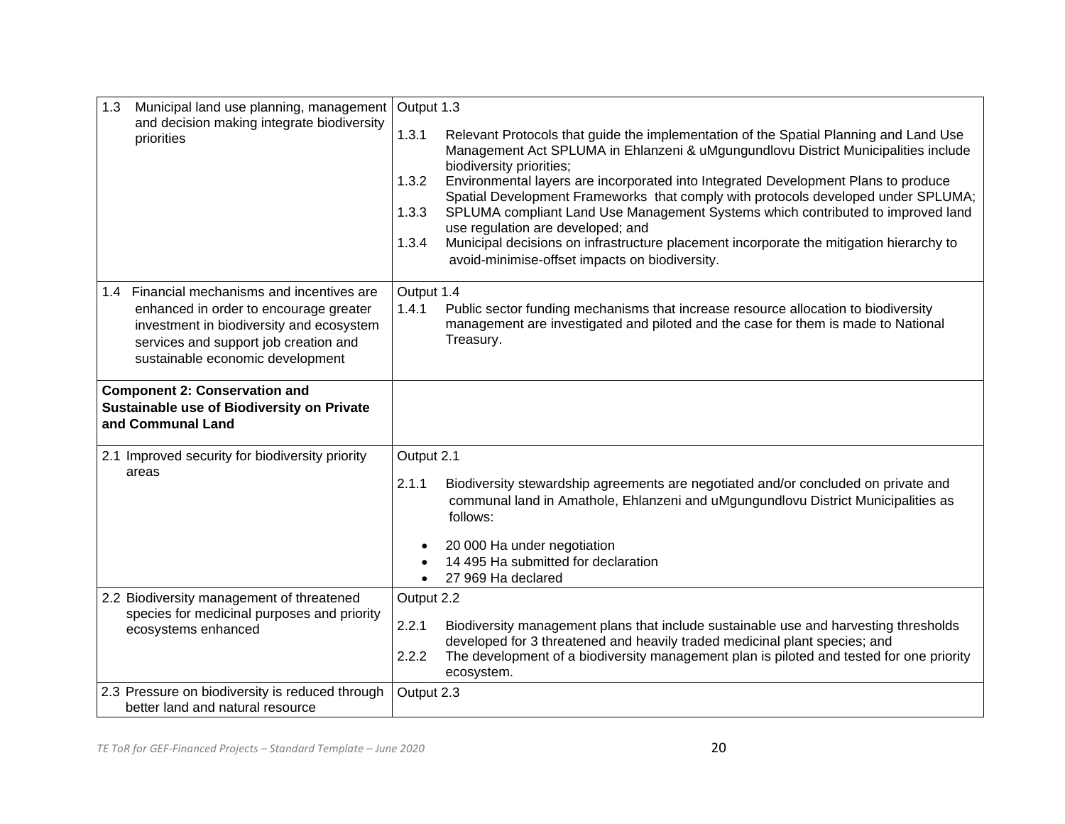| | |
|---|---|
| 1.3 Municipal land use planning, management and decision making integrate biodiversity priorities | Output 1.3<br><br>1.3.1 Relevant Protocols that guide the implementation of the Spatial Planning and Land Use Management Act SPLUMA in Ehlanzeni & uMgungundlovu District Municipalities include biodiversity priorities;<br>1.3.2 Environmental layers are incorporated into Integrated Development Plans to produce Spatial Development Frameworks that comply with protocols developed under SPLUMA;<br>1.3.3 SPLUMA compliant Land Use Management Systems which contributed to improved land use regulation are developed; and<br>1.3.4 Municipal decisions on infrastructure placement incorporate the mitigation hierarchy to avoid-minimise-offset impacts on biodiversity. |
| 1.4 Financial mechanisms and incentives are enhanced in order to encourage greater investment in biodiversity and ecosystem services and support job creation and sustainable economic development | Output 1.4<br>1.4.1 Public sector funding mechanisms that increase resource allocation to biodiversity management are investigated and piloted and the case for them is made to National Treasury. |
| **Component 2: Conservation and Sustainable use of Biodiversity on Private and Communal Land** | |
| 2.1 Improved security for biodiversity priority areas | Output 2.1<br><br>2.1.1 Biodiversity stewardship agreements are negotiated and/or concluded on private and communal land in Amathole, Ehlanzeni and uMgungundlovu District Municipalities as follows:<br><br>• 20 000 Ha under negotiation<br>• 14 495 Ha submitted for declaration<br>• 27 969 Ha declared |
| 2.2 Biodiversity management of threatened species for medicinal purposes and priority ecosystems enhanced | Output 2.2<br><br>2.2.1 Biodiversity management plans that include sustainable use and harvesting thresholds developed for 3 threatened and heavily traded medicinal plant species; and<br>2.2.2 The development of a biodiversity management plan is piloted and tested for one priority ecosystem. |
| 2.3 Pressure on biodiversity is reduced through better land and natural resource | Output 2.3 |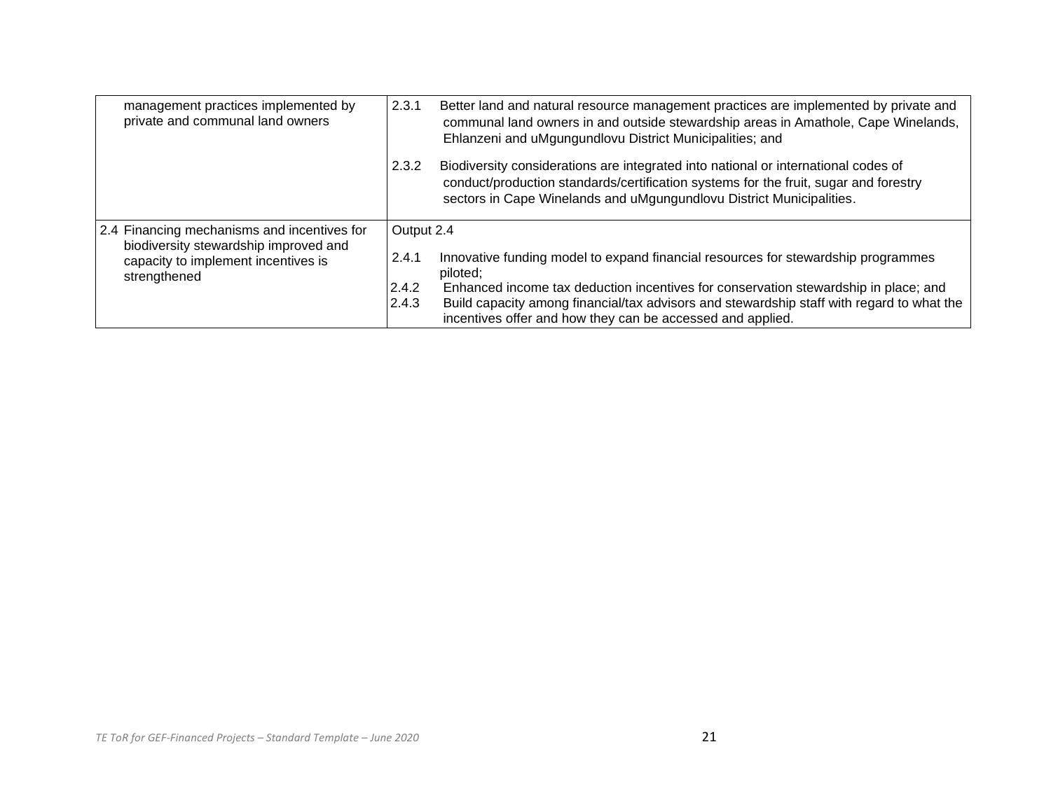| | |
|---|---|
| management practices implemented by private and communal land owners | 2.3.1 Better land and natural resource management practices are implemented by private and communal land owners in and outside stewardship areas in Amathole, Cape Winelands, Ehlanzeni and uMgungundlovu District Municipalities; and<br><br>2.3.2 Biodiversity considerations are integrated into national or international codes of conduct/production standards/certification systems for the fruit, sugar and forestry sectors in Cape Winelands and uMgungundlovu District Municipalities. |
| 2.4 Financing mechanisms and incentives for biodiversity stewardship improved and capacity to implement incentives is strengthened | Output 2.4<br><br>2.4.1 Innovative funding model to expand financial resources for stewardship programmes piloted;<br>2.4.2 Enhanced income tax deduction incentives for conservation stewardship in place; and<br>2.4.3 Build capacity among financial/tax advisors and stewardship staff with regard to what the incentives offer and how they can be accessed and applied. |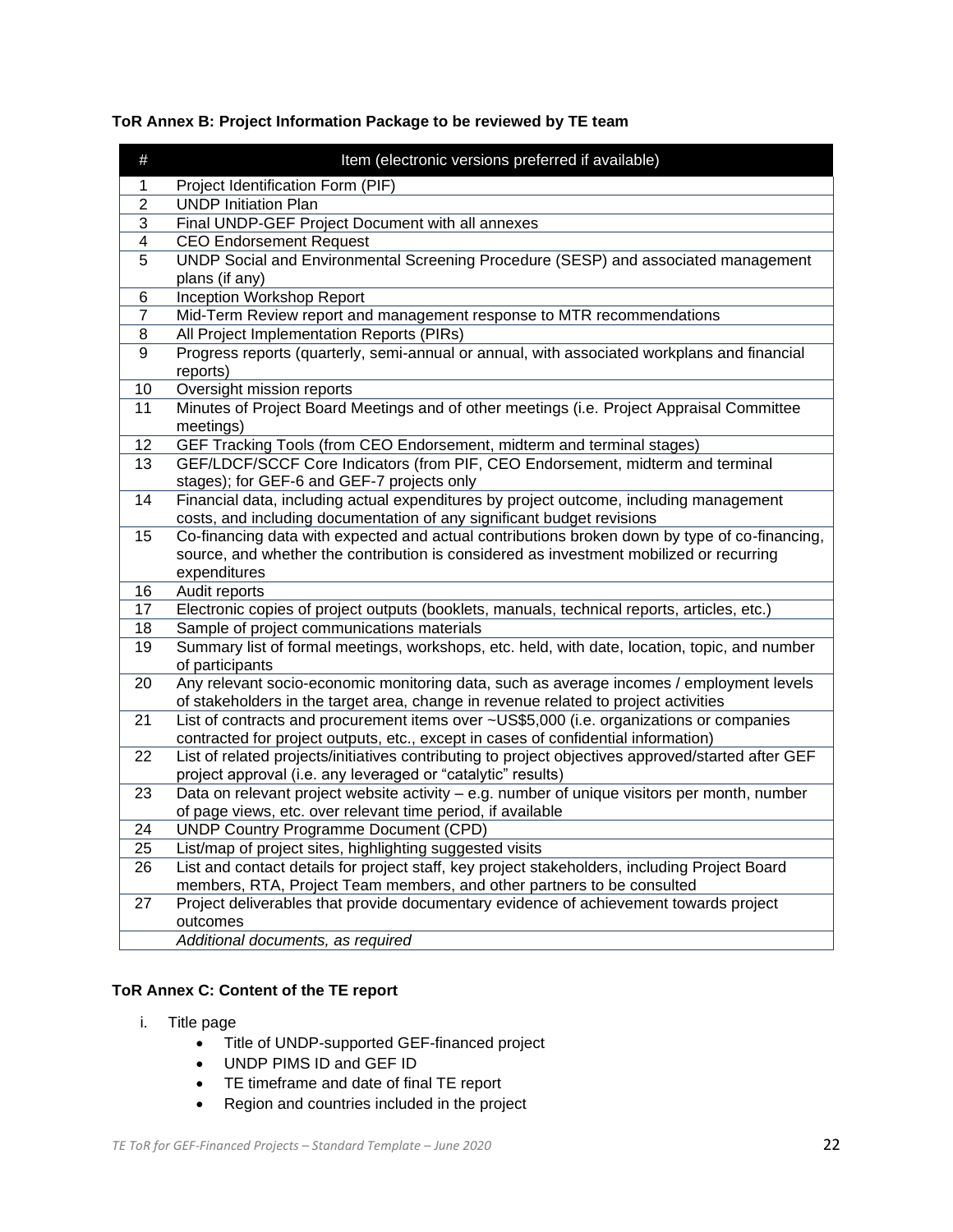**ToR Annex B: Project Information Package to be reviewed by TE team**

| # | Item (electronic versions preferred if available) |
|---|---|
| 1 | Project Identification Form (PIF) |
| 2 | UNDP Initiation Plan |
| 3 | Final UNDP-GEF Project Document with all annexes |
| 4 | CEO Endorsement Request |
| 5 | UNDP Social and Environmental Screening Procedure (SESP) and associated management plans (if any) |
| 6 | Inception Workshop Report |
| 7 | Mid-Term Review report and management response to MTR recommendations |
| 8 | All Project Implementation Reports (PIRs) |
| 9 | Progress reports (quarterly, semi-annual or annual, with associated workplans and financial reports) |
| 10 | Oversight mission reports |
| 11 | Minutes of Project Board Meetings and of other meetings (i.e. Project Appraisal Committee meetings) |
| 12 | GEF Tracking Tools (from CEO Endorsement, midterm and terminal stages) |
| 13 | GEF/LDCF/SCCF Core Indicators (from PIF, CEO Endorsement, midterm and terminal stages); for GEF-6 and GEF-7 projects only |
| 14 | Financial data, including actual expenditures by project outcome, including management costs, and including documentation of any significant budget revisions |
| 15 | Co-financing data with expected and actual contributions broken down by type of co-financing, source, and whether the contribution is considered as investment mobilized or recurring expenditures |
| 16 | Audit reports |
| 17 | Electronic copies of project outputs (booklets, manuals, technical reports, articles, etc.) |
| 18 | Sample of project communications materials |
| 19 | Summary list of formal meetings, workshops, etc. held, with date, location, topic, and number of participants |
| 20 | Any relevant socio-economic monitoring data, such as average incomes / employment levels of stakeholders in the target area, change in revenue related to project activities |
| 21 | List of contracts and procurement items over ~US$5,000 (i.e. organizations or companies contracted for project outputs, etc., except in cases of confidential information) |
| 22 | List of related projects/initiatives contributing to project objectives approved/started after GEF project approval (i.e. any leveraged or "catalytic" results) |
| 23 | Data on relevant project website activity – e.g. number of unique visitors per month, number of page views, etc. over relevant time period, if available |
| 24 | UNDP Country Programme Document (CPD) |
| 25 | List/map of project sites, highlighting suggested visits |
| 26 | List and contact details for project staff, key project stakeholders, including Project Board members, RTA, Project Team members, and other partners to be consulted |
| 27 | Project deliverables that provide documentary evidence of achievement towards project outcomes |
| | *Additional documents, as required* |

**ToR Annex C: Content of the TE report**

i. Title page
   - Title of UNDP-supported GEF-financed project
   - UNDP PIMS ID and GEF ID
   - TE timeframe and date of final TE report
   - Region and countries included in the project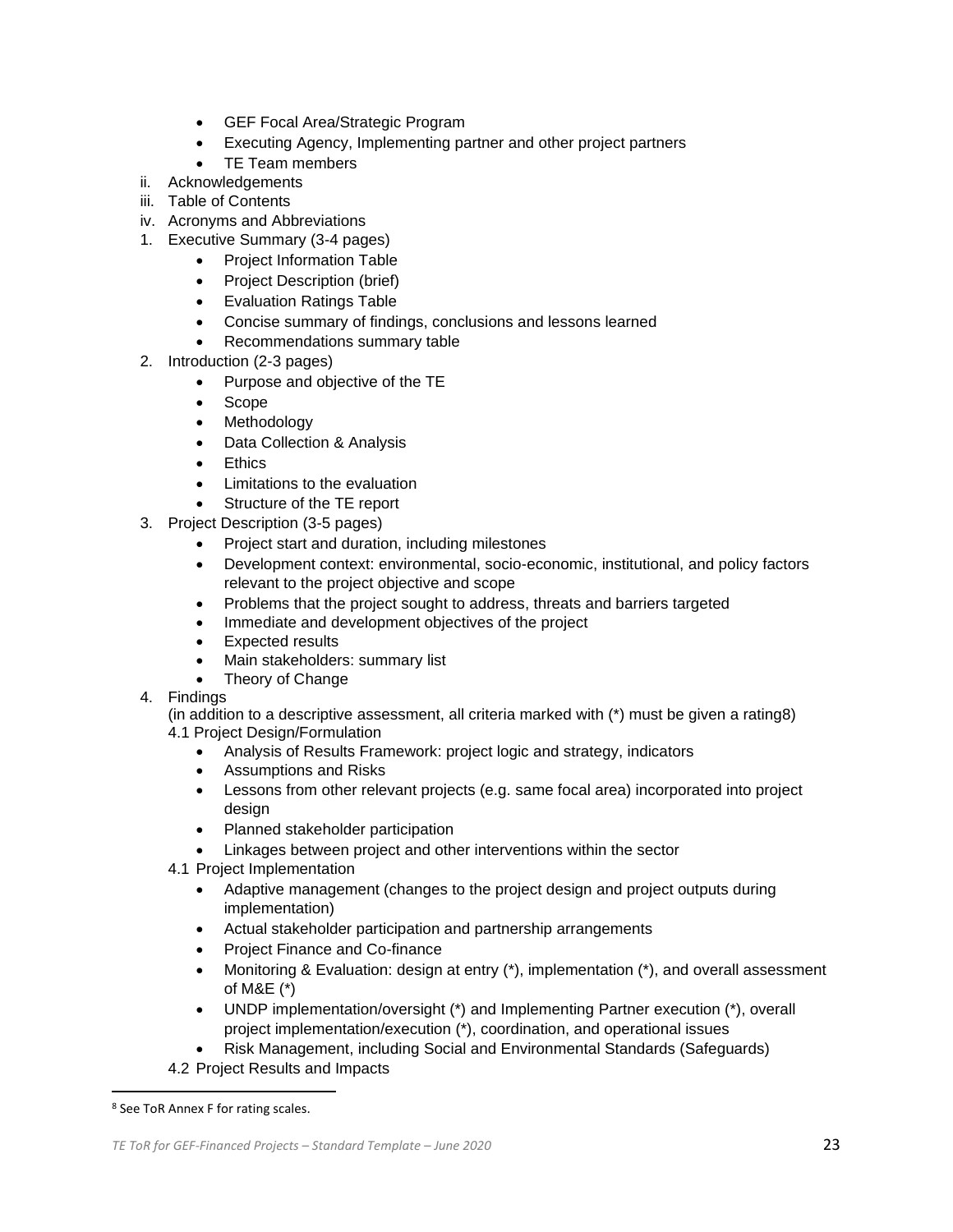- GEF Focal Area/Strategic Program
- Executing Agency, Implementing partner and other project partners
- TE Team members

ii. Acknowledgements

iii. Table of Contents

iv. Acronyms and Abbreviations

1. Executive Summary (3-4 pages)
   - Project Information Table
   - Project Description (brief)
   - Evaluation Ratings Table
   - Concise summary of findings, conclusions and lessons learned
   - Recommendations summary table
2. Introduction (2-3 pages)
   - Purpose and objective of the TE
   - Scope
   - Methodology
   - Data Collection & Analysis
   - Ethics
   - Limitations to the evaluation
   - Structure of the TE report
3. Project Description (3-5 pages)
   - Project start and duration, including milestones
   - Development context: environmental, socio-economic, institutional, and policy factors relevant to the project objective and scope
   - Problems that the project sought to address, threats and barriers targeted
   - Immediate and development objectives of the project
   - Expected results
   - Main stakeholders: summary list
   - Theory of Change
4. Findings

   (in addition to a descriptive assessment, all criteria marked with (*) must be given a rating[8])

   4.1 Project Design/Formulation
   - Analysis of Results Framework: project logic and strategy, indicators
   - Assumptions and Risks
   - Lessons from other relevant projects (e.g. same focal area) incorporated into project design
   - Planned stakeholder participation
   - Linkages between project and other interventions within the sector

   4.1 Project Implementation
   - Adaptive management (changes to the project design and project outputs during implementation)
   - Actual stakeholder participation and partnership arrangements
   - Project Finance and Co-finance
   - Monitoring & Evaluation: design at entry (*), implementation (*), and overall assessment of M&E (*)
   - UNDP implementation/oversight (*) and Implementing Partner execution (*), overall project implementation/execution (*), coordination, and operational issues
   - Risk Management, including Social and Environmental Standards (Safeguards)

   4.2 Project Results and Impacts

[8] See ToR Annex F for rating scales.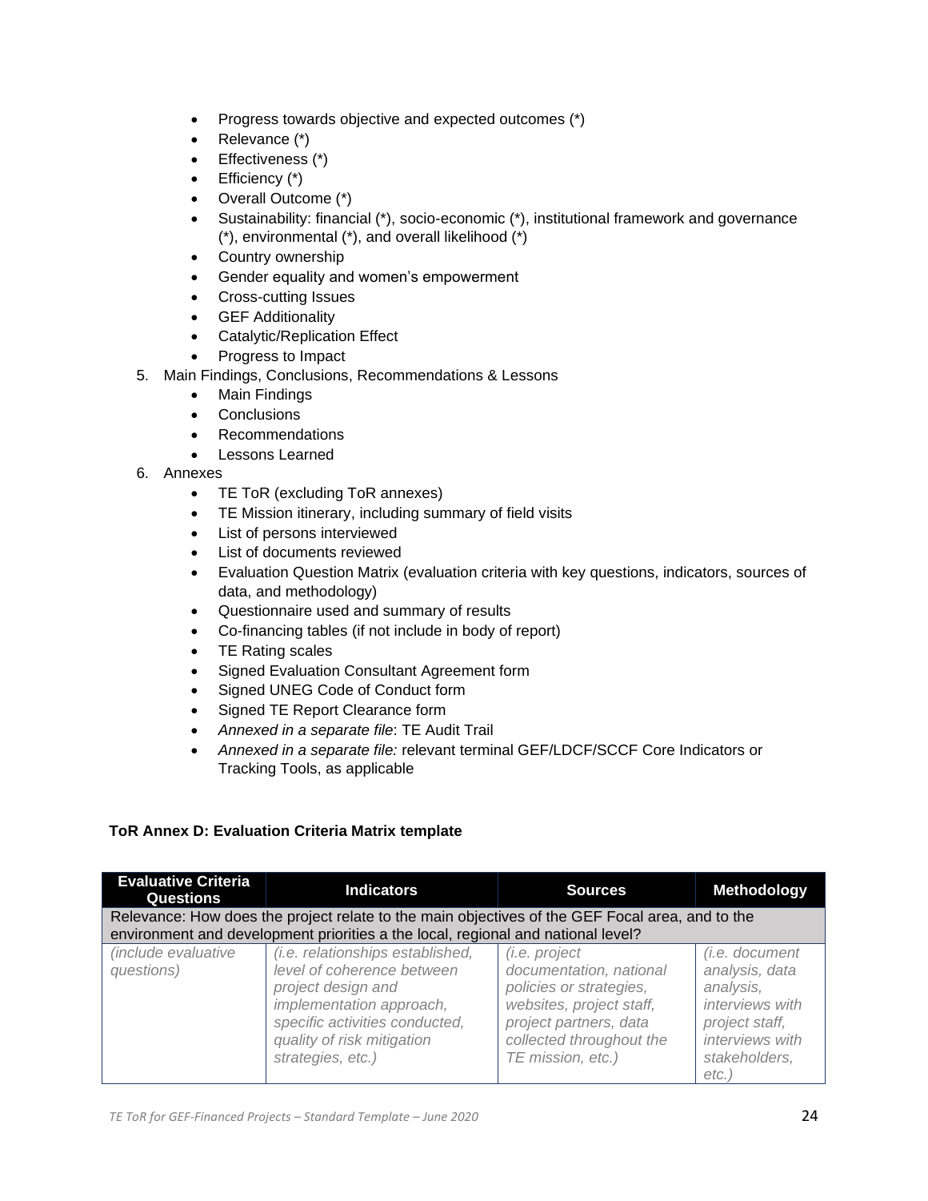- Progress towards objective and expected outcomes (*)
- Relevance (*)
- Effectiveness (*)
- Efficiency (*)
- Overall Outcome (*)
- Sustainability: financial (*), socio-economic (*), institutional framework and governance (*), environmental (*), and overall likelihood (*)
- Country ownership
- Gender equality and women's empowerment
- Cross-cutting Issues
- GEF Additionality
- Catalytic/Replication Effect
- Progress to Impact

5. Main Findings, Conclusions, Recommendations & Lessons
    - Main Findings
    - Conclusions
    - Recommendations
    - Lessons Learned
6. Annexes
    - TE ToR (excluding ToR annexes)
    - TE Mission itinerary, including summary of field visits
    - List of persons interviewed
    - List of documents reviewed
    - Evaluation Question Matrix (evaluation criteria with key questions, indicators, sources of data, and methodology)
    - Questionnaire used and summary of results
    - Co-financing tables (if not include in body of report)
    - TE Rating scales
    - Signed Evaluation Consultant Agreement form
    - Signed UNEG Code of Conduct form
    - Signed TE Report Clearance form
    - *Annexed in a separate file*: TE Audit Trail
    - *Annexed in a separate file:* relevant terminal GEF/LDCF/SCCF Core Indicators or Tracking Tools, as applicable

**ToR Annex D: Evaluation Criteria Matrix template**

| Evaluative Criteria Questions | Indicators | Sources | Methodology |
|---|---|---|---|
| Relevance: How does the project relate to the main objectives of the GEF Focal area, and to the environment and development priorities a the local, regional and national level? | | | |
| *(include evaluative questions)* | *(i.e. relationships established, level of coherence between project design and implementation approach, specific activities conducted, quality of risk mitigation strategies, etc.)* | *(i.e. project documentation, national policies or strategies, websites, project staff, project partners, data collected throughout the TE mission, etc.)* | *(i.e. document analysis, data analysis, interviews with project staff, interviews with stakeholders, etc.)* |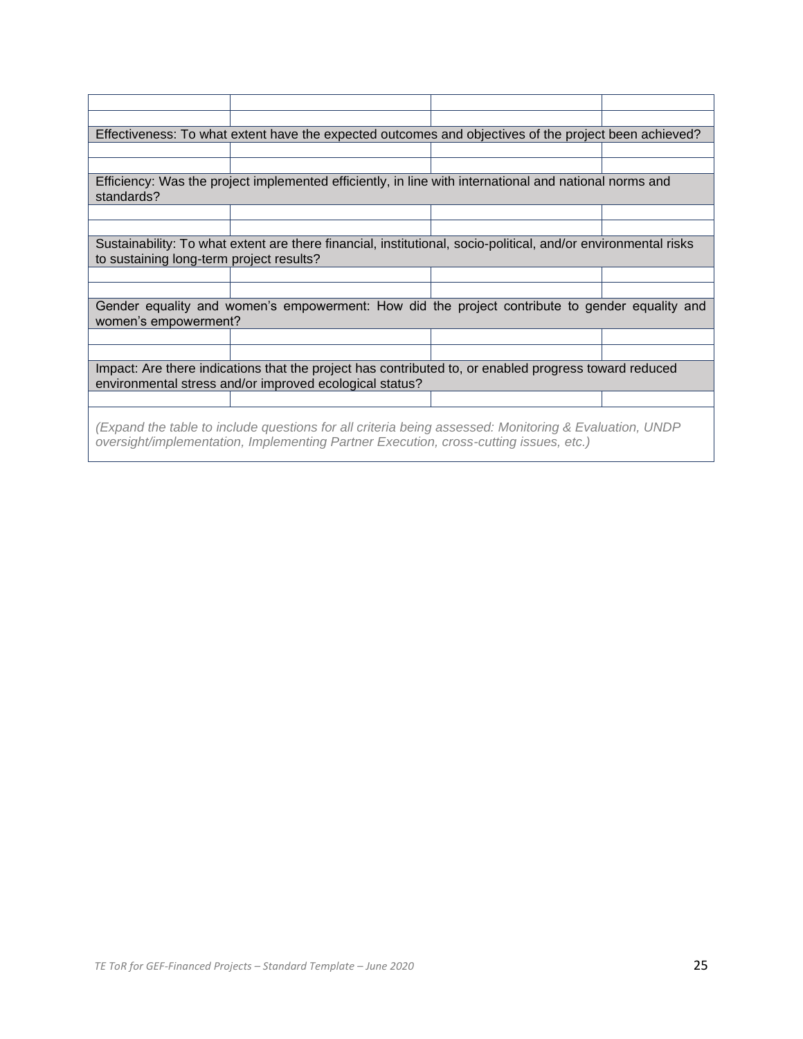| | | | |
|---|---|---|---|
| | | | |
| Effectiveness: To what extent have the expected outcomes and objectives of the project been achieved? | | | |
| | | | |
| | | | |
| Efficiency: Was the project implemented efficiently, in line with international and national norms and standards? | | | |
| | | | |
| | | | |
| Sustainability: To what extent are there financial, institutional, socio-political, and/or environmental risks to sustaining long-term project results? | | | |
| | | | |
| | | | |
| Gender equality and women's empowerment: How did the project contribute to gender equality and women's empowerment? | | | |
| | | | |
| | | | |
| Impact: Are there indications that the project has contributed to, or enabled progress toward reduced environmental stress and/or improved ecological status? | | | |
| | | | |
| *(Expand the table to include questions for all criteria being assessed: Monitoring & Evaluation, UNDP oversight/implementation, Implementing Partner Execution, cross-cutting issues, etc.)* | | | |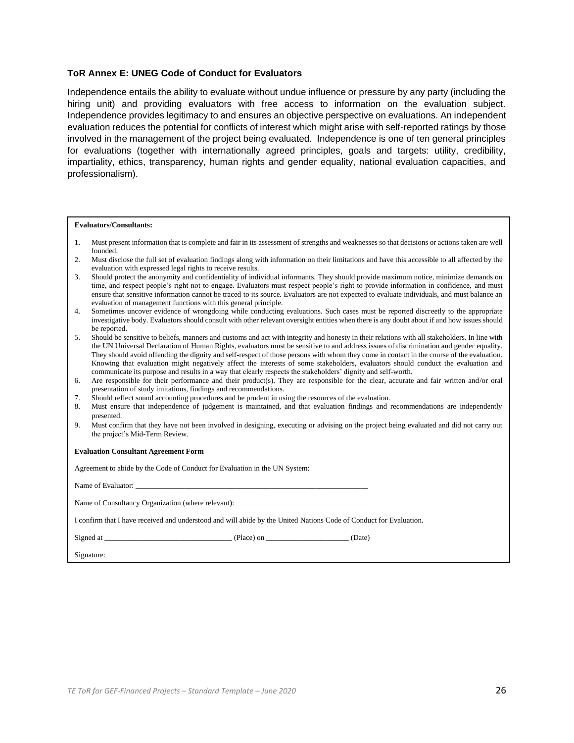### ToR Annex E: UNEG Code of Conduct for Evaluators

Independence entails the ability to evaluate without undue influence or pressure by any party (including the hiring unit) and providing evaluators with free access to information on the evaluation subject. Independence provides legitimacy to and ensures an objective perspective on evaluations. An independent evaluation reduces the potential for conflicts of interest which might arise with self-reported ratings by those involved in the management of the project being evaluated. Independence is one of ten general principles for evaluations (together with internationally agreed principles, goals and targets: utility, credibility, impartiality, ethics, transparency, human rights and gender equality, national evaluation capacities, and professionalism).

**Evaluators/Consultants:**

1. Must present information that is complete and fair in its assessment of strengths and weaknesses so that decisions or actions taken are well founded.
2. Must disclose the full set of evaluation findings along with information on their limitations and have this accessible to all affected by the evaluation with expressed legal rights to receive results.
3. Should protect the anonymity and confidentiality of individual informants. They should provide maximum notice, minimize demands on time, and respect people's right not to engage. Evaluators must respect people's right to provide information in confidence, and must ensure that sensitive information cannot be traced to its source. Evaluators are not expected to evaluate individuals, and must balance an evaluation of management functions with this general principle.
4. Sometimes uncover evidence of wrongdoing while conducting evaluations. Such cases must be reported discreetly to the appropriate investigative body. Evaluators should consult with other relevant oversight entities when there is any doubt about if and how issues should be reported.
5. Should be sensitive to beliefs, manners and customs and act with integrity and honesty in their relations with all stakeholders. In line with the UN Universal Declaration of Human Rights, evaluators must be sensitive to and address issues of discrimination and gender equality. They should avoid offending the dignity and self-respect of those persons with whom they come in contact in the course of the evaluation. Knowing that evaluation might negatively affect the interests of some stakeholders, evaluators should conduct the evaluation and communicate its purpose and results in a way that clearly respects the stakeholders' dignity and self-worth.
6. Are responsible for their performance and their product(s). They are responsible for the clear, accurate and fair written and/or oral presentation of study imitations, findings and recommendations.
7. Should reflect sound accounting procedures and be prudent in using the resources of the evaluation.
8. Must ensure that independence of judgement is maintained, and that evaluation findings and recommendations are independently presented.
9. Must confirm that they have not been involved in designing, executing or advising on the project being evaluated and did not carry out the project's Mid-Term Review.

**Evaluation Consultant Agreement Form**

Agreement to abide by the Code of Conduct for Evaluation in the UN System:

Name of Evaluator: _______________________________________________

Name of Consultancy Organization (where relevant): ___________________________

I confirm that I have received and understood and will abide by the United Nations Code of Conduct for Evaluation.

Signed at ______________________ (Place) on ________________ (Date)

Signature: ______________________________________________________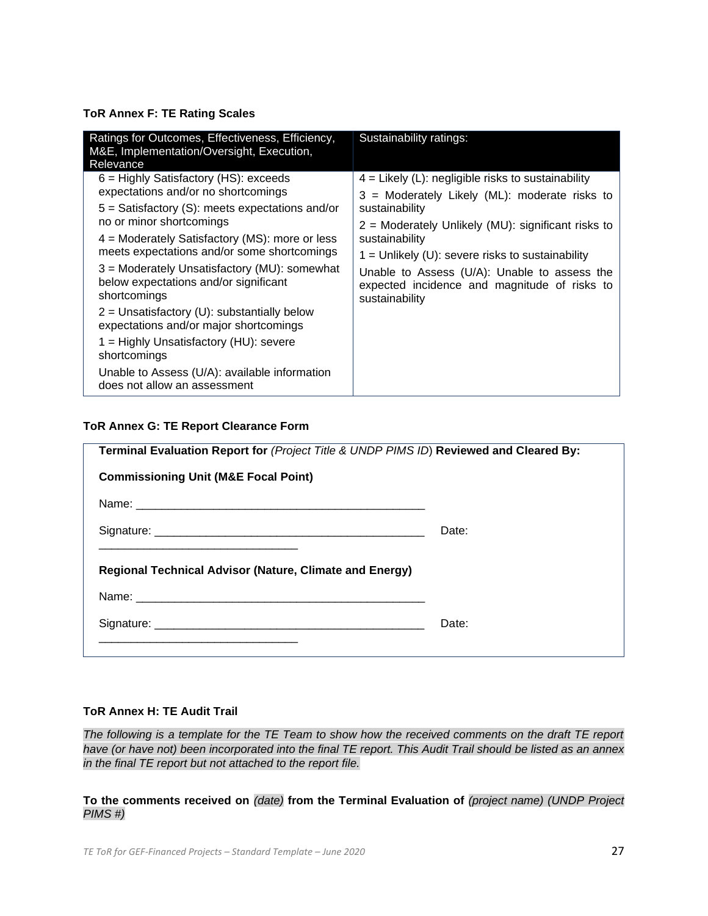**ToR Annex F: TE Rating Scales**

| Ratings for Outcomes, Effectiveness, Efficiency, M&E, Implementation/Oversight, Execution, Relevance | Sustainability ratings: |
|---|---|
| 6 = Highly Satisfactory (HS): exceeds expectations and/or no shortcomings<br>5 = Satisfactory (S): meets expectations and/or no or minor shortcomings<br>4 = Moderately Satisfactory (MS): more or less meets expectations and/or some shortcomings<br>3 = Moderately Unsatisfactory (MU): somewhat below expectations and/or significant shortcomings<br>2 = Unsatisfactory (U): substantially below expectations and/or major shortcomings<br>1 = Highly Unsatisfactory (HU): severe shortcomings<br>Unable to Assess (U/A): available information does not allow an assessment | 4 = Likely (L): negligible risks to sustainability<br>3 = Moderately Likely (ML): moderate risks to sustainability<br>2 = Moderately Unlikely (MU): significant risks to sustainability<br>1 = Unlikely (U): severe risks to sustainability<br>Unable to Assess (U/A): Unable to assess the expected incidence and magnitude of risks to sustainability |

**ToR Annex G: TE Report Clearance Form**

**Terminal Evaluation Report for** *(Project Title & UNDP PIMS ID*) **Reviewed and Cleared By:**

**Commissioning Unit (M&E Focal Point)**

Name: _____________________________________________

Signature: __________________________________________ Date: _______________________________

**Regional Technical Advisor (Nature, Climate and Energy)**

Name: _____________________________________________

Signature: __________________________________________ Date: _______________________________

**ToR Annex H: TE Audit Trail**

*The following is a template for the TE Team to show how the received comments on the draft TE report have (or have not) been incorporated into the final TE report. This Audit Trail should be listed as an annex in the final TE report but not attached to the report file.*

**To the comments received on** *(date)* **from the Terminal Evaluation of** *(project name) (UNDP Project PIMS #)*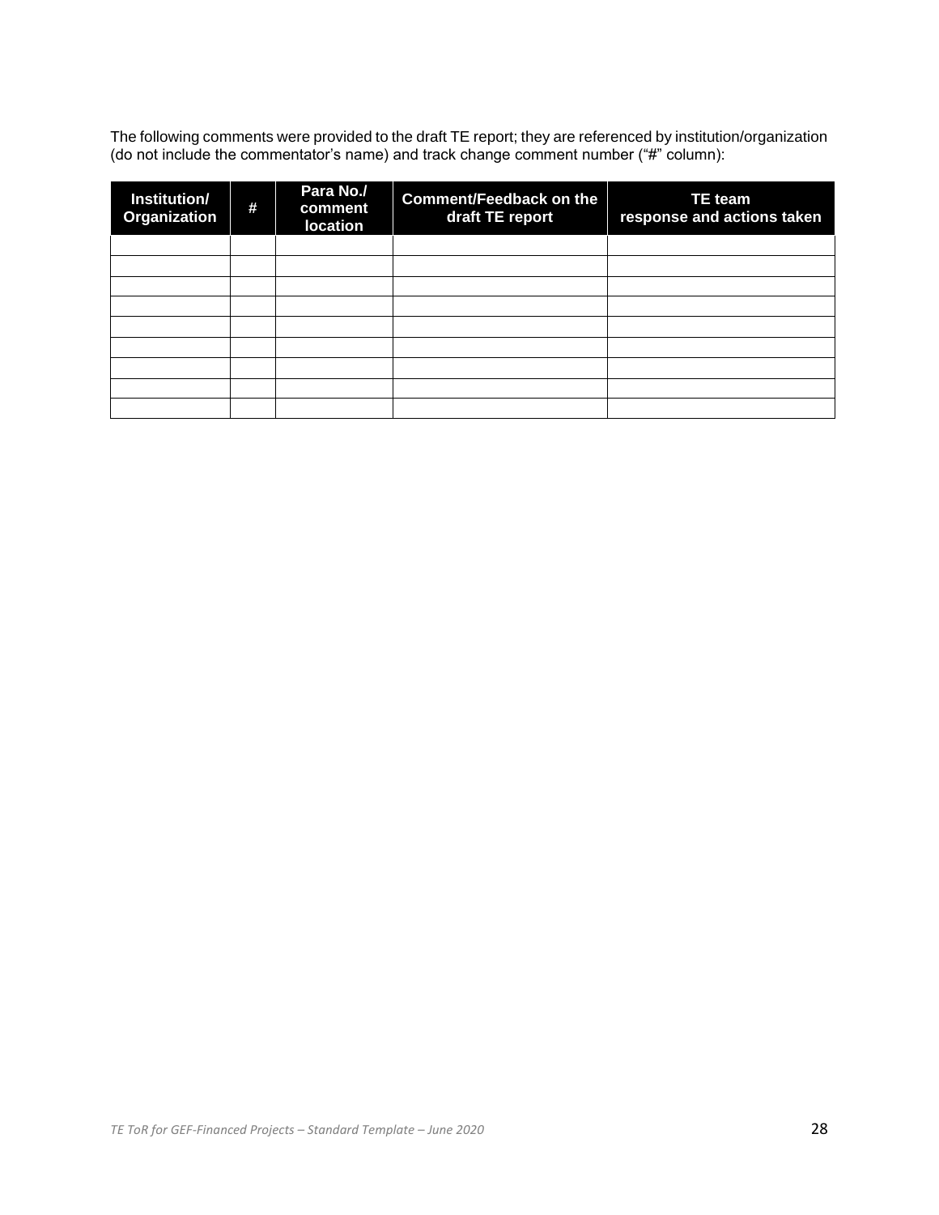The following comments were provided to the draft TE report; they are referenced by institution/organization (do not include the commentator's name) and track change comment number ("#" column):

| Institution/ Organization | # | Para No./ comment location | Comment/Feedback on the draft TE report | TE team response and actions taken |
|---|---|---|---|---|
| | | | | |
| | | | | |
| | | | | |
| | | | | |
| | | | | |
| | | | | |
| | | | | |
| | | | | |
| | | | | |